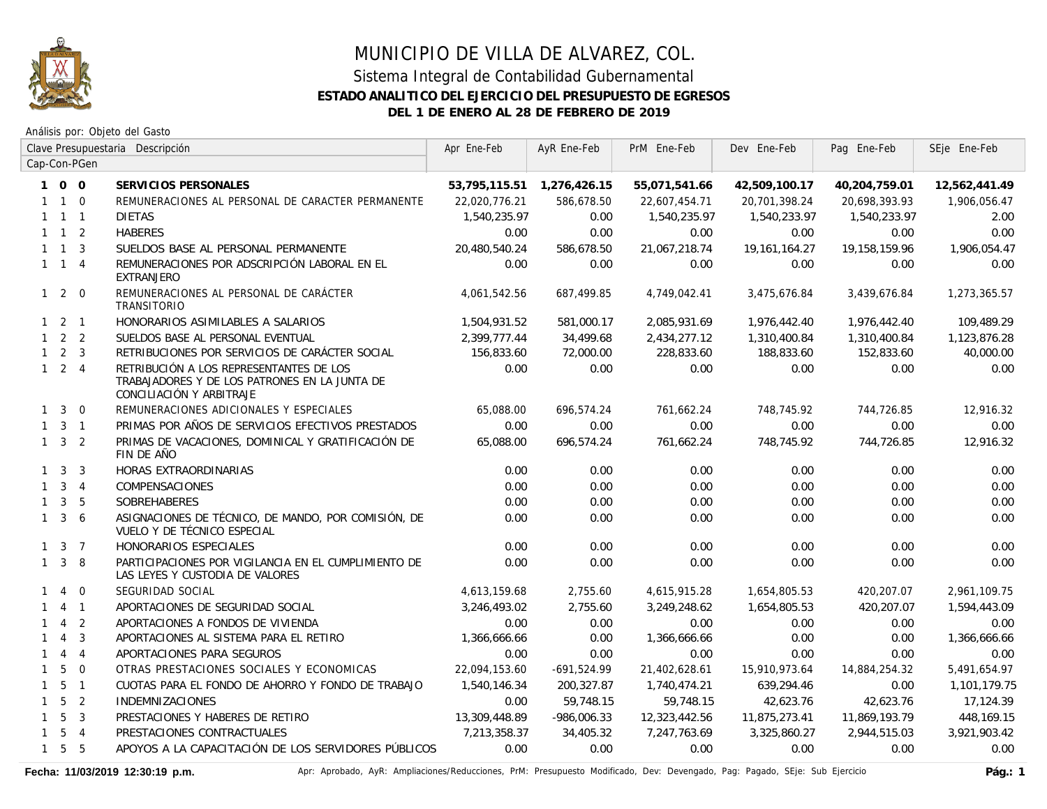# MUNICIPIO DE VILLA DE ALVAREZ, COL.

## Sistema Integral de Contabilidad Gubernamental

### ESTADO ANALITICO DEL EJERCICIO DEL PRESUPUESTO DE EGRESOS

### DEL 1 DE ENERO AL 28 DE FEBRERO DE 2019

Análisis por: Objeto del Gasto

| Clave Presupuestaria Cap-Con-PGen | Descripción | Apr Ene-Feb | AyR Ene-Feb | PrM Ene-Feb | Dev Ene-Feb | Pag Ene-Feb | SEje Ene-Feb |
|---|---|---|---|---|---|---|---|
| **1 0 0** | **SERVICIOS PERSONALES** | **53,795,115.51** | **1,276,426.15** | **55,071,541.66** | **42,509,100.17** | **40,204,759.01** | **12,562,441.49** |
| 1 1 0 | REMUNERACIONES AL PERSONAL DE CARACTER PERMANENTE | 22,020,776.21 | 586,678.50 | 22,607,454.71 | 20,701,398.24 | 20,698,393.93 | 1,906,056.47 |
| 1 1 1 | DIETAS | 1,540,235.97 | 0.00 | 1,540,235.97 | 1,540,233.97 | 1,540,233.97 | 2.00 |
| 1 1 2 | HABERES | 0.00 | 0.00 | 0.00 | 0.00 | 0.00 | 0.00 |
| 1 1 3 | SUELDOS BASE AL PERSONAL PERMANENTE | 20,480,540.24 | 586,678.50 | 21,067,218.74 | 19,161,164.27 | 19,158,159.96 | 1,906,054.47 |
| 1 1 4 | REMUNERACIONES POR ADSCRIPCIÓN LABORAL EN EL EXTRANJERO | 0.00 | 0.00 | 0.00 | 0.00 | 0.00 | 0.00 |
| 1 2 0 | REMUNERACIONES AL PERSONAL DE CARÁCTER TRANSITORIO | 4,061,542.56 | 687,499.85 | 4,749,042.41 | 3,475,676.84 | 3,439,676.84 | 1,273,365.57 |
| 1 2 1 | HONORARIOS ASIMILABLES A SALARIOS | 1,504,931.52 | 581,000.17 | 2,085,931.69 | 1,976,442.40 | 1,976,442.40 | 109,489.29 |
| 1 2 2 | SUELDOS BASE AL PERSONAL EVENTUAL | 2,399,777.44 | 34,499.68 | 2,434,277.12 | 1,310,400.84 | 1,310,400.84 | 1,123,876.28 |
| 1 2 3 | RETRIBUCIONES POR SERVICIOS DE CARÁCTER SOCIAL | 156,833.60 | 72,000.00 | 228,833.60 | 188,833.60 | 152,833.60 | 40,000.00 |
| 1 2 4 | RETRIBUCIÓN A LOS REPRESENTANTES DE LOS TRABAJADORES Y DE LOS PATRONES EN LA JUNTA DE CONCILIACIÓN Y ARBITRAJE | 0.00 | 0.00 | 0.00 | 0.00 | 0.00 | 0.00 |
| 1 3 0 | REMUNERACIONES ADICIONALES Y ESPECIALES | 65,088.00 | 696,574.24 | 761,662.24 | 748,745.92 | 744,726.85 | 12,916.32 |
| 1 3 1 | PRIMAS POR AÑOS DE SERVICIOS EFECTIVOS PRESTADOS | 0.00 | 0.00 | 0.00 | 0.00 | 0.00 | 0.00 |
| 1 3 2 | PRIMAS DE VACACIONES, DOMINICAL Y GRATIFICACIÓN DE FIN DE AÑO | 65,088.00 | 696,574.24 | 761,662.24 | 748,745.92 | 744,726.85 | 12,916.32 |
| 1 3 3 | HORAS EXTRAORDINARIAS | 0.00 | 0.00 | 0.00 | 0.00 | 0.00 | 0.00 |
| 1 3 4 | COMPENSACIONES | 0.00 | 0.00 | 0.00 | 0.00 | 0.00 | 0.00 |
| 1 3 5 | SOBREHABERES | 0.00 | 0.00 | 0.00 | 0.00 | 0.00 | 0.00 |
| 1 3 6 | ASIGNACIONES DE TÉCNICO, DE MANDO, POR COMISIÓN, DE VUELO Y DE TÉCNICO ESPECIAL | 0.00 | 0.00 | 0.00 | 0.00 | 0.00 | 0.00 |
| 1 3 7 | HONORARIOS ESPECIALES | 0.00 | 0.00 | 0.00 | 0.00 | 0.00 | 0.00 |
| 1 3 8 | PARTICIPACIONES POR VIGILANCIA EN EL CUMPLIMIENTO DE LAS LEYES Y CUSTODIA DE VALORES | 0.00 | 0.00 | 0.00 | 0.00 | 0.00 | 0.00 |
| 1 4 0 | SEGURIDAD SOCIAL | 4,613,159.68 | 2,755.60 | 4,615,915.28 | 1,654,805.53 | 420,207.07 | 2,961,109.75 |
| 1 4 1 | APORTACIONES DE SEGURIDAD SOCIAL | 3,246,493.02 | 2,755.60 | 3,249,248.62 | 1,654,805.53 | 420,207.07 | 1,594,443.09 |
| 1 4 2 | APORTACIONES A FONDOS DE VIVIENDA | 0.00 | 0.00 | 0.00 | 0.00 | 0.00 | 0.00 |
| 1 4 3 | APORTACIONES AL SISTEMA PARA EL RETIRO | 1,366,666.66 | 0.00 | 1,366,666.66 | 0.00 | 0.00 | 1,366,666.66 |
| 1 4 4 | APORTACIONES PARA SEGUROS | 0.00 | 0.00 | 0.00 | 0.00 | 0.00 | 0.00 |
| 1 5 0 | OTRAS PRESTACIONES SOCIALES Y ECONOMICAS | 22,094,153.60 | -691,524.99 | 21,402,628.61 | 15,910,973.64 | 14,884,254.32 | 5,491,654.97 |
| 1 5 1 | CUOTAS PARA EL FONDO DE AHORRO Y FONDO DE TRABAJO | 1,540,146.34 | 200,327.87 | 1,740,474.21 | 639,294.46 | 0.00 | 1,101,179.75 |
| 1 5 2 | INDEMNIZACIONES | 0.00 | 59,748.15 | 59,748.15 | 42,623.76 | 42,623.76 | 17,124.39 |
| 1 5 3 | PRESTACIONES Y HABERES DE RETIRO | 13,309,448.89 | -986,006.33 | 12,323,442.56 | 11,875,273.41 | 11,869,193.79 | 448,169.15 |
| 1 5 4 | PRESTACIONES CONTRACTUALES | 7,213,358.37 | 34,405.32 | 7,247,763.69 | 3,325,860.27 | 2,944,515.03 | 3,921,903.42 |
| 1 5 5 | APOYOS A LA CAPACITACIÓN DE LOS SERVIDORES PÚBLICOS | 0.00 | 0.00 | 0.00 | 0.00 | 0.00 | 0.00 |

Fecha: 11/03/2019 12:30:19 p.m. — Apr: Aprobado, AyR: Ampliaciones/Reducciones, PrM: Presupuesto Modificado, Dev: Devengado, Pag: Pagado, SEje: Sub Ejercicio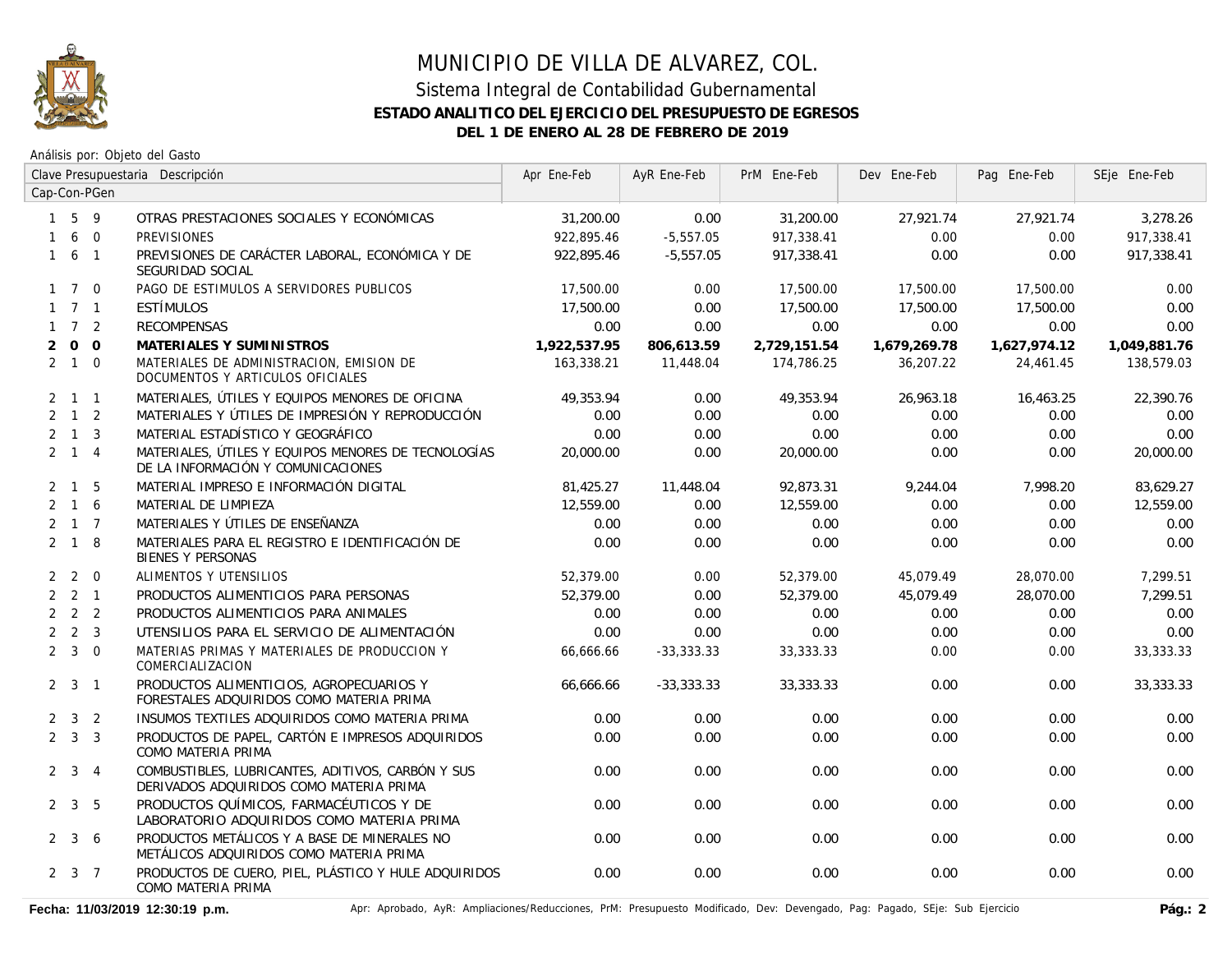# MUNICIPIO DE VILLA DE ALVAREZ, COL.

## Sistema Integral de Contabilidad Gubernamental

### ESTADO ANALITICO DEL EJERCICIO DEL PRESUPUESTO DE EGRESOS

### DEL 1 DE ENERO AL 28 DE FEBRERO DE 2019

Análisis por: Objeto del Gasto

| Clave Presupuestaria Cap-Con-PGen | Descripción | Apr Ene-Feb | AyR Ene-Feb | PrM Ene-Feb | Dev Ene-Feb | Pag Ene-Feb | SEje Ene-Feb |
|---|---|---|---|---|---|---|---|
| 1 5 9 | OTRAS PRESTACIONES SOCIALES Y ECONÓMICAS | 31,200.00 | 0.00 | 31,200.00 | 27,921.74 | 27,921.74 | 3,278.26 |
| 1 6 0 | PREVISIONES | 922,895.46 | -5,557.05 | 917,338.41 | 0.00 | 0.00 | 917,338.41 |
| 1 6 1 | PREVISIONES DE CARÁCTER LABORAL, ECONÓMICA Y DE SEGURIDAD SOCIAL | 922,895.46 | -5,557.05 | 917,338.41 | 0.00 | 0.00 | 917,338.41 |
| 1 7 0 | PAGO DE ESTIMULOS A SERVIDORES PUBLICOS | 17,500.00 | 0.00 | 17,500.00 | 17,500.00 | 17,500.00 | 0.00 |
| 1 7 1 | ESTÍMULOS | 17,500.00 | 0.00 | 17,500.00 | 17,500.00 | 17,500.00 | 0.00 |
| 1 7 2 | RECOMPENSAS | 0.00 | 0.00 | 0.00 | 0.00 | 0.00 | 0.00 |
| **2 0 0** | **MATERIALES Y SUMINISTROS** | **1,922,537.95** | **806,613.59** | **2,729,151.54** | **1,679,269.78** | **1,627,974.12** | **1,049,881.76** |
| 2 1 0 | MATERIALES DE ADMINISTRACION, EMISION DE DOCUMENTOS Y ARTICULOS OFICIALES | 163,338.21 | 11,448.04 | 174,786.25 | 36,207.22 | 24,461.45 | 138,579.03 |
| 2 1 1 | MATERIALES, ÚTILES Y EQUIPOS MENORES DE OFICINA | 49,353.94 | 0.00 | 49,353.94 | 26,963.18 | 16,463.25 | 22,390.76 |
| 2 1 2 | MATERIALES Y ÚTILES DE IMPRESIÓN Y REPRODUCCIÓN | 0.00 | 0.00 | 0.00 | 0.00 | 0.00 | 0.00 |
| 2 1 3 | MATERIAL ESTADÍSTICO Y GEOGRÁFICO | 0.00 | 0.00 | 0.00 | 0.00 | 0.00 | 0.00 |
| 2 1 4 | MATERIALES, ÚTILES Y EQUIPOS MENORES DE TECNOLOGÍAS DE LA INFORMACIÓN Y COMUNICACIONES | 20,000.00 | 0.00 | 20,000.00 | 0.00 | 0.00 | 20,000.00 |
| 2 1 5 | MATERIAL IMPRESO E INFORMACIÓN DIGITAL | 81,425.27 | 11,448.04 | 92,873.31 | 9,244.04 | 7,998.20 | 83,629.27 |
| 2 1 6 | MATERIAL DE LIMPIEZA | 12,559.00 | 0.00 | 12,559.00 | 0.00 | 0.00 | 12,559.00 |
| 2 1 7 | MATERIALES Y ÚTILES DE ENSEÑANZA | 0.00 | 0.00 | 0.00 | 0.00 | 0.00 | 0.00 |
| 2 1 8 | MATERIALES PARA EL REGISTRO E IDENTIFICACIÓN DE BIENES Y PERSONAS | 0.00 | 0.00 | 0.00 | 0.00 | 0.00 | 0.00 |
| 2 2 0 | ALIMENTOS Y UTENSILIOS | 52,379.00 | 0.00 | 52,379.00 | 45,079.49 | 28,070.00 | 7,299.51 |
| 2 2 1 | PRODUCTOS ALIMENTICIOS PARA PERSONAS | 52,379.00 | 0.00 | 52,379.00 | 45,079.49 | 28,070.00 | 7,299.51 |
| 2 2 2 | PRODUCTOS ALIMENTICIOS PARA ANIMALES | 0.00 | 0.00 | 0.00 | 0.00 | 0.00 | 0.00 |
| 2 2 3 | UTENSILIOS PARA EL SERVICIO DE ALIMENTACIÓN | 0.00 | 0.00 | 0.00 | 0.00 | 0.00 | 0.00 |
| 2 3 0 | MATERIAS PRIMAS Y MATERIALES DE PRODUCCION Y COMERCIALIZACION | 66,666.66 | -33,333.33 | 33,333.33 | 0.00 | 0.00 | 33,333.33 |
| 2 3 1 | PRODUCTOS ALIMENTICIOS, AGROPECUARIOS Y FORESTALES ADQUIRIDOS COMO MATERIA PRIMA | 66,666.66 | -33,333.33 | 33,333.33 | 0.00 | 0.00 | 33,333.33 |
| 2 3 2 | INSUMOS TEXTILES ADQUIRIDOS COMO MATERIA PRIMA | 0.00 | 0.00 | 0.00 | 0.00 | 0.00 | 0.00 |
| 2 3 3 | PRODUCTOS DE PAPEL, CARTÓN E IMPRESOS ADQUIRIDOS COMO MATERIA PRIMA | 0.00 | 0.00 | 0.00 | 0.00 | 0.00 | 0.00 |
| 2 3 4 | COMBUSTIBLES, LUBRICANTES, ADITIVOS, CARBÓN Y SUS DERIVADOS ADQUIRIDOS COMO MATERIA PRIMA | 0.00 | 0.00 | 0.00 | 0.00 | 0.00 | 0.00 |
| 2 3 5 | PRODUCTOS QUÍMICOS, FARMACÉUTICOS Y DE LABORATORIO ADQUIRIDOS COMO MATERIA PRIMA | 0.00 | 0.00 | 0.00 | 0.00 | 0.00 | 0.00 |
| 2 3 6 | PRODUCTOS METÁLICOS Y A BASE DE MINERALES NO METÁLICOS ADQUIRIDOS COMO MATERIA PRIMA | 0.00 | 0.00 | 0.00 | 0.00 | 0.00 | 0.00 |
| 2 3 7 | PRODUCTOS DE CUERO, PIEL, PLÁSTICO Y HULE ADQUIRIDOS COMO MATERIA PRIMA | 0.00 | 0.00 | 0.00 | 0.00 | 0.00 | 0.00 |

**Fecha: 11/03/2019 12:30:19 p.m.**

Apr: Aprobado, AyR: Ampliaciones/Reducciones, PrM: Presupuesto Modificado, Dev: Devengado, Pag: Pagado, SEje: Sub Ejercicio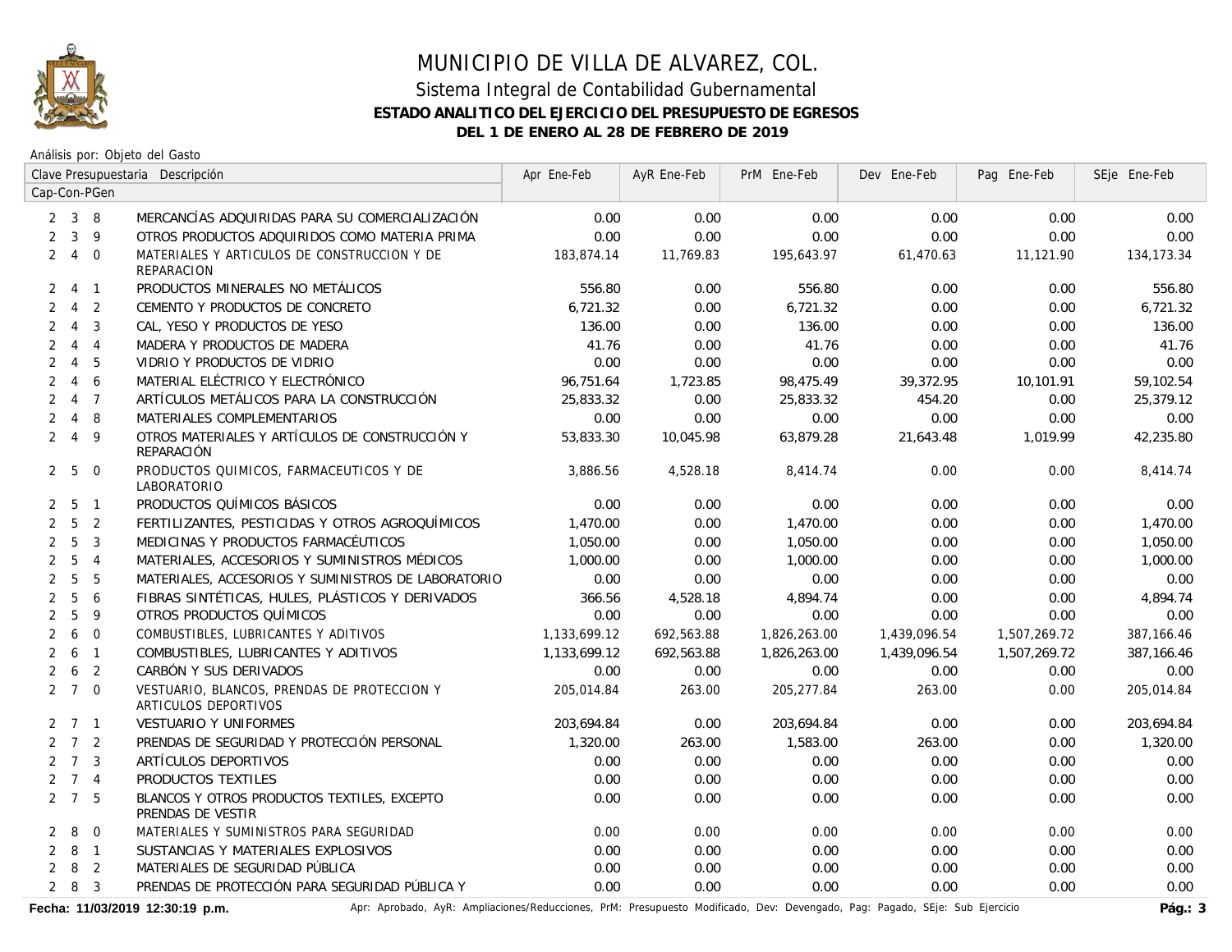# MUNICIPIO DE VILLA DE ALVAREZ, COL.

## Sistema Integral de Contabilidad Gubernamental

### ESTADO ANALITICO DEL EJERCICIO DEL PRESUPUESTO DE EGRESOS

### DEL 1 DE ENERO AL 28 DE FEBRERO DE 2019

Análisis por: Objeto del Gasto

| Clave Presupuestaria Cap-Con-PGen | Descripción | Apr Ene-Feb | AyR Ene-Feb | PrM Ene-Feb | Dev Ene-Feb | Pag Ene-Feb | SEje Ene-Feb |
|---|---|---|---|---|---|---|---|
| 2 3 8 | MERCANCÍAS ADQUIRIDAS PARA SU COMERCIALIZACIÓN | 0.00 | 0.00 | 0.00 | 0.00 | 0.00 | 0.00 |
| 2 3 9 | OTROS PRODUCTOS ADQUIRIDOS COMO MATERIA PRIMA | 0.00 | 0.00 | 0.00 | 0.00 | 0.00 | 0.00 |
| 2 4 0 | MATERIALES Y ARTICULOS DE CONSTRUCCION Y DE REPARACION | 183,874.14 | 11,769.83 | 195,643.97 | 61,470.63 | 11,121.90 | 134,173.34 |
| 2 4 1 | PRODUCTOS MINERALES NO METÁLICOS | 556.80 | 0.00 | 556.80 | 0.00 | 0.00 | 556.80 |
| 2 4 2 | CEMENTO Y PRODUCTOS DE CONCRETO | 6,721.32 | 0.00 | 6,721.32 | 0.00 | 0.00 | 6,721.32 |
| 2 4 3 | CAL, YESO Y PRODUCTOS DE YESO | 136.00 | 0.00 | 136.00 | 0.00 | 0.00 | 136.00 |
| 2 4 4 | MADERA Y PRODUCTOS DE MADERA | 41.76 | 0.00 | 41.76 | 0.00 | 0.00 | 41.76 |
| 2 4 5 | VIDRIO Y PRODUCTOS DE VIDRIO | 0.00 | 0.00 | 0.00 | 0.00 | 0.00 | 0.00 |
| 2 4 6 | MATERIAL ELÉCTRICO Y ELECTRÓNICO | 96,751.64 | 1,723.85 | 98,475.49 | 39,372.95 | 10,101.91 | 59,102.54 |
| 2 4 7 | ARTÍCULOS METÁLICOS PARA LA CONSTRUCCIÓN | 25,833.32 | 0.00 | 25,833.32 | 454.20 | 0.00 | 25,379.12 |
| 2 4 8 | MATERIALES COMPLEMENTARIOS | 0.00 | 0.00 | 0.00 | 0.00 | 0.00 | 0.00 |
| 2 4 9 | OTROS MATERIALES Y ARTÍCULOS DE CONSTRUCCIÓN Y REPARACIÓN | 53,833.30 | 10,045.98 | 63,879.28 | 21,643.48 | 1,019.99 | 42,235.80 |
| 2 5 0 | PRODUCTOS QUIMICOS, FARMACEUTICOS Y DE LABORATORIO | 3,886.56 | 4,528.18 | 8,414.74 | 0.00 | 0.00 | 8,414.74 |
| 2 5 1 | PRODUCTOS QUÍMICOS BÁSICOS | 0.00 | 0.00 | 0.00 | 0.00 | 0.00 | 0.00 |
| 2 5 2 | FERTILIZANTES, PESTICIDAS Y OTROS AGROQUÍMICOS | 1,470.00 | 0.00 | 1,470.00 | 0.00 | 0.00 | 1,470.00 |
| 2 5 3 | MEDICINAS Y PRODUCTOS FARMACÉUTICOS | 1,050.00 | 0.00 | 1,050.00 | 0.00 | 0.00 | 1,050.00 |
| 2 5 4 | MATERIALES, ACCESORIOS Y SUMINISTROS MÉDICOS | 1,000.00 | 0.00 | 1,000.00 | 0.00 | 0.00 | 1,000.00 |
| 2 5 5 | MATERIALES, ACCESORIOS Y SUMINISTROS DE LABORATORIO | 0.00 | 0.00 | 0.00 | 0.00 | 0.00 | 0.00 |
| 2 5 6 | FIBRAS SINTÉTICAS, HULES, PLÁSTICOS Y DERIVADOS | 366.56 | 4,528.18 | 4,894.74 | 0.00 | 0.00 | 4,894.74 |
| 2 5 9 | OTROS PRODUCTOS QUÍMICOS | 0.00 | 0.00 | 0.00 | 0.00 | 0.00 | 0.00 |
| 2 6 0 | COMBUSTIBLES, LUBRICANTES Y ADITIVOS | 1,133,699.12 | 692,563.88 | 1,826,263.00 | 1,439,096.54 | 1,507,269.72 | 387,166.46 |
| 2 6 1 | COMBUSTIBLES, LUBRICANTES Y ADITIVOS | 1,133,699.12 | 692,563.88 | 1,826,263.00 | 1,439,096.54 | 1,507,269.72 | 387,166.46 |
| 2 6 2 | CARBÓN Y SUS DERIVADOS | 0.00 | 0.00 | 0.00 | 0.00 | 0.00 | 0.00 |
| 2 7 0 | VESTUARIO, BLANCOS, PRENDAS DE PROTECCION Y ARTICULOS DEPORTIVOS | 205,014.84 | 263.00 | 205,277.84 | 263.00 | 0.00 | 205,014.84 |
| 2 7 1 | VESTUARIO Y UNIFORMES | 203,694.84 | 0.00 | 203,694.84 | 0.00 | 0.00 | 203,694.84 |
| 2 7 2 | PRENDAS DE SEGURIDAD Y PROTECCIÓN PERSONAL | 1,320.00 | 263.00 | 1,583.00 | 263.00 | 0.00 | 1,320.00 |
| 2 7 3 | ARTÍCULOS DEPORTIVOS | 0.00 | 0.00 | 0.00 | 0.00 | 0.00 | 0.00 |
| 2 7 4 | PRODUCTOS TEXTILES | 0.00 | 0.00 | 0.00 | 0.00 | 0.00 | 0.00 |
| 2 7 5 | BLANCOS Y OTROS PRODUCTOS TEXTILES, EXCEPTO PRENDAS DE VESTIR | 0.00 | 0.00 | 0.00 | 0.00 | 0.00 | 0.00 |
| 2 8 0 | MATERIALES Y SUMINISTROS PARA SEGURIDAD | 0.00 | 0.00 | 0.00 | 0.00 | 0.00 | 0.00 |
| 2 8 1 | SUSTANCIAS Y MATERIALES EXPLOSIVOS | 0.00 | 0.00 | 0.00 | 0.00 | 0.00 | 0.00 |
| 2 8 2 | MATERIALES DE SEGURIDAD PÚBLICA | 0.00 | 0.00 | 0.00 | 0.00 | 0.00 | 0.00 |
| 2 8 3 | PRENDAS DE PROTECCIÓN PARA SEGURIDAD PÚBLICA Y | 0.00 | 0.00 | 0.00 | 0.00 | 0.00 | 0.00 |

Fecha: 11/03/2019 12:30:19 p.m.

Apr: Aprobado, AyR: Ampliaciones/Reducciones, PrM: Presupuesto Modificado, Dev: Devengado, Pag: Pagado, SEje: Sub Ejercicio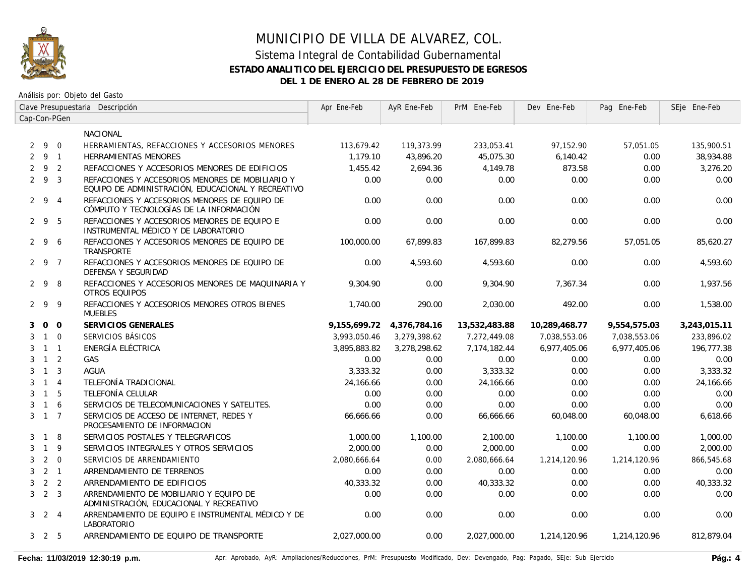# MUNICIPIO DE VILLA DE ALVAREZ, COL.

## Sistema Integral de Contabilidad Gubernamental

### ESTADO ANALITICO DEL EJERCICIO DEL PRESUPUESTO DE EGRESOS

### DEL 1 DE ENERO AL 28 DE FEBRERO DE 2019

Análisis por: Objeto del Gasto

| Cap | Con | PGen | Descripción | Apr Ene-Feb | AyR Ene-Feb | PrM Ene-Feb | Dev Ene-Feb | Pag Ene-Feb | SEje Ene-Feb |
|---|---|---|---|---|---|---|---|---|---|
| | | | NACIONAL | | | | | | |
| 2 | 9 | 0 | HERRAMIENTAS, REFACCIONES Y ACCESORIOS MENORES | 113,679.42 | 119,373.99 | 233,053.41 | 97,152.90 | 57,051.05 | 135,900.51 |
| 2 | 9 | 1 | HERRAMIENTAS MENORES | 1,179.10 | 43,896.20 | 45,075.30 | 6,140.42 | 0.00 | 38,934.88 |
| 2 | 9 | 2 | REFACCIONES Y ACCESORIOS MENORES DE EDIFICIOS | 1,455.42 | 2,694.36 | 4,149.78 | 873.58 | 0.00 | 3,276.20 |
| 2 | 9 | 3 | REFACCIONES Y ACCESORIOS MENORES DE MOBILIARIO Y EQUIPO DE ADMINISTRACIÓN, EDUCACIONAL Y RECREATIVO | 0.00 | 0.00 | 0.00 | 0.00 | 0.00 | 0.00 |
| 2 | 9 | 4 | REFACCIONES Y ACCESORIOS MENORES DE EQUIPO DE CÓMPUTO Y TECNOLOGÍAS DE LA INFORMACIÓN | 0.00 | 0.00 | 0.00 | 0.00 | 0.00 | 0.00 |
| 2 | 9 | 5 | REFACCIONES Y ACCESORIOS MENORES DE EQUIPO E INSTRUMENTAL MÉDICO Y DE LABORATORIO | 0.00 | 0.00 | 0.00 | 0.00 | 0.00 | 0.00 |
| 2 | 9 | 6 | REFACCIONES Y ACCESORIOS MENORES DE EQUIPO DE TRANSPORTE | 100,000.00 | 67,899.83 | 167,899.83 | 82,279.56 | 57,051.05 | 85,620.27 |
| 2 | 9 | 7 | REFACCIONES Y ACCESORIOS MENORES DE EQUIPO DE DEFENSA Y SEGURIDAD | 0.00 | 4,593.60 | 4,593.60 | 0.00 | 0.00 | 4,593.60 |
| 2 | 9 | 8 | REFACCIONES Y ACCESORIOS MENORES DE MAQUINARIA Y OTROS EQUIPOS | 9,304.90 | 0.00 | 9,304.90 | 7,367.34 | 0.00 | 1,937.56 |
| 2 | 9 | 9 | REFACCIONES Y ACCESORIOS MENORES OTROS BIENES MUEBLES | 1,740.00 | 290.00 | 2,030.00 | 492.00 | 0.00 | 1,538.00 |
| **3** | **0** | **0** | **SERVICIOS GENERALES** | **9,155,699.72** | **4,376,784.16** | **13,532,483.88** | **10,289,468.77** | **9,554,575.03** | **3,243,015.11** |
| 3 | 1 | 0 | SERVICIOS BÁSICOS | 3,993,050.46 | 3,279,398.62 | 7,272,449.08 | 7,038,553.06 | 7,038,553.06 | 233,896.02 |
| 3 | 1 | 1 | ENERGÍA ELÉCTRICA | 3,895,883.82 | 3,278,298.62 | 7,174,182.44 | 6,977,405.06 | 6,977,405.06 | 196,777.38 |
| 3 | 1 | 2 | GAS | 0.00 | 0.00 | 0.00 | 0.00 | 0.00 | 0.00 |
| 3 | 1 | 3 | AGUA | 3,333.32 | 0.00 | 3,333.32 | 0.00 | 0.00 | 3,333.32 |
| 3 | 1 | 4 | TELEFONÍA TRADICIONAL | 24,166.66 | 0.00 | 24,166.66 | 0.00 | 0.00 | 24,166.66 |
| 3 | 1 | 5 | TELEFONÍA CELULAR | 0.00 | 0.00 | 0.00 | 0.00 | 0.00 | 0.00 |
| 3 | 1 | 6 | SERVICIOS DE TELECOMUNICACIONES Y SATELITES. | 0.00 | 0.00 | 0.00 | 0.00 | 0.00 | 0.00 |
| 3 | 1 | 7 | SERVICIOS DE ACCESO DE INTERNET, REDES Y PROCESAMIENTO DE INFORMACION | 66,666.66 | 0.00 | 66,666.66 | 60,048.00 | 60,048.00 | 6,618.66 |
| 3 | 1 | 8 | SERVICIOS POSTALES Y TELEGRAFICOS | 1,000.00 | 1,100.00 | 2,100.00 | 1,100.00 | 1,100.00 | 1,000.00 |
| 3 | 1 | 9 | SERVICIOS INTEGRALES Y OTROS SERVICIOS | 2,000.00 | 0.00 | 2,000.00 | 0.00 | 0.00 | 2,000.00 |
| 3 | 2 | 0 | SERVICIOS DE ARRENDAMIENTO | 2,080,666.64 | 0.00 | 2,080,666.64 | 1,214,120.96 | 1,214,120.96 | 866,545.68 |
| 3 | 2 | 1 | ARRENDAMIENTO DE TERRENOS | 0.00 | 0.00 | 0.00 | 0.00 | 0.00 | 0.00 |
| 3 | 2 | 2 | ARRENDAMIENTO DE EDIFICIOS | 40,333.32 | 0.00 | 40,333.32 | 0.00 | 0.00 | 40,333.32 |
| 3 | 2 | 3 | ARRENDAMIENTO DE MOBILIARIO Y EQUIPO DE ADMINISTRACIÓN, EDUCACIONAL Y RECREATIVO | 0.00 | 0.00 | 0.00 | 0.00 | 0.00 | 0.00 |
| 3 | 2 | 4 | ARRENDAMIENTO DE EQUIPO E INSTRUMENTAL MÉDICO Y DE LABORATORIO | 0.00 | 0.00 | 0.00 | 0.00 | 0.00 | 0.00 |
| 3 | 2 | 5 | ARRENDAMIENTO DE EQUIPO DE TRANSPORTE | 2,027,000.00 | 0.00 | 2,027,000.00 | 1,214,120.96 | 1,214,120.96 | 812,879.04 |

Fecha: 11/03/2019 12:30:19 p.m.

Apr: Aprobado, AyR: Ampliaciones/Reducciones, PrM: Presupuesto Modificado, Dev: Devengado, Pag: Pagado, SEje: Sub Ejercicio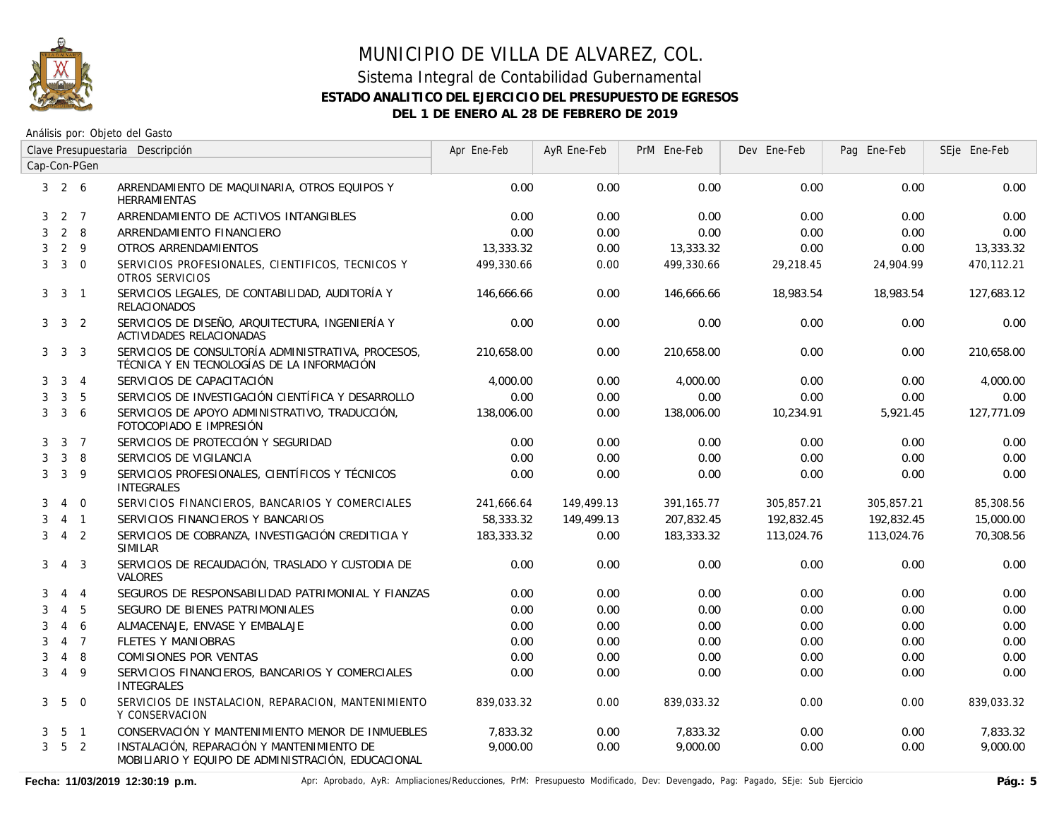# MUNICIPIO DE VILLA DE ALVAREZ, COL.

## Sistema Integral de Contabilidad Gubernamental

### ESTADO ANALITICO DEL EJERCICIO DEL PRESUPUESTO DE EGRESOS

### DEL 1 DE ENERO AL 28 DE FEBRERO DE 2019

Análisis por: Objeto del Gasto

| Clave Presupuestaria Cap-Con-PGen | Descripción | Apr Ene-Feb | AyR Ene-Feb | PrM Ene-Feb | Dev Ene-Feb | Pag Ene-Feb | SEje Ene-Feb |
|---|---|---|---|---|---|---|---|
| 3 2 6 | ARRENDAMIENTO DE MAQUINARIA, OTROS EQUIPOS Y HERRAMIENTAS | 0.00 | 0.00 | 0.00 | 0.00 | 0.00 | 0.00 |
| 3 2 7 | ARRENDAMIENTO DE ACTIVOS INTANGIBLES | 0.00 | 0.00 | 0.00 | 0.00 | 0.00 | 0.00 |
| 3 2 8 | ARRENDAMIENTO FINANCIERO | 0.00 | 0.00 | 0.00 | 0.00 | 0.00 | 0.00 |
| 3 2 9 | OTROS ARRENDAMIENTOS | 13,333.32 | 0.00 | 13,333.32 | 0.00 | 0.00 | 13,333.32 |
| 3 3 0 | SERVICIOS PROFESIONALES, CIENTIFICOS, TECNICOS Y OTROS SERVICIOS | 499,330.66 | 0.00 | 499,330.66 | 29,218.45 | 24,904.99 | 470,112.21 |
| 3 3 1 | SERVICIOS LEGALES, DE CONTABILIDAD, AUDITORÍA Y RELACIONADOS | 146,666.66 | 0.00 | 146,666.66 | 18,983.54 | 18,983.54 | 127,683.12 |
| 3 3 2 | SERVICIOS DE DISEÑO, ARQUITECTURA, INGENIERÍA Y ACTIVIDADES RELACIONADAS | 0.00 | 0.00 | 0.00 | 0.00 | 0.00 | 0.00 |
| 3 3 3 | SERVICIOS DE CONSULTORÍA ADMINISTRATIVA, PROCESOS, TÉCNICA Y EN TECNOLOGÍAS DE LA INFORMACIÓN | 210,658.00 | 0.00 | 210,658.00 | 0.00 | 0.00 | 210,658.00 |
| 3 3 4 | SERVICIOS DE CAPACITACIÓN | 4,000.00 | 0.00 | 4,000.00 | 0.00 | 0.00 | 4,000.00 |
| 3 3 5 | SERVICIOS DE INVESTIGACIÓN CIENTÍFICA Y DESARROLLO | 0.00 | 0.00 | 0.00 | 0.00 | 0.00 | 0.00 |
| 3 3 6 | SERVICIOS DE APOYO ADMINISTRATIVO, TRADUCCIÓN, FOTOCOPIADO E IMPRESIÓN | 138,006.00 | 0.00 | 138,006.00 | 10,234.91 | 5,921.45 | 127,771.09 |
| 3 3 7 | SERVICIOS DE PROTECCIÓN Y SEGURIDAD | 0.00 | 0.00 | 0.00 | 0.00 | 0.00 | 0.00 |
| 3 3 8 | SERVICIOS DE VIGILANCIA | 0.00 | 0.00 | 0.00 | 0.00 | 0.00 | 0.00 |
| 3 3 9 | SERVICIOS PROFESIONALES, CIENTÍFICOS Y TÉCNICOS INTEGRALES | 0.00 | 0.00 | 0.00 | 0.00 | 0.00 | 0.00 |
| 3 4 0 | SERVICIOS FINANCIEROS, BANCARIOS Y COMERCIALES | 241,666.64 | 149,499.13 | 391,165.77 | 305,857.21 | 305,857.21 | 85,308.56 |
| 3 4 1 | SERVICIOS FINANCIEROS Y BANCARIOS | 58,333.32 | 149,499.13 | 207,832.45 | 192,832.45 | 192,832.45 | 15,000.00 |
| 3 4 2 | SERVICIOS DE COBRANZA, INVESTIGACIÓN CREDITICIA Y SIMILAR | 183,333.32 | 0.00 | 183,333.32 | 113,024.76 | 113,024.76 | 70,308.56 |
| 3 4 3 | SERVICIOS DE RECAUDACIÓN, TRASLADO Y CUSTODIA DE VALORES | 0.00 | 0.00 | 0.00 | 0.00 | 0.00 | 0.00 |
| 3 4 4 | SEGUROS DE RESPONSABILIDAD PATRIMONIAL Y FIANZAS | 0.00 | 0.00 | 0.00 | 0.00 | 0.00 | 0.00 |
| 3 4 5 | SEGURO DE BIENES PATRIMONIALES | 0.00 | 0.00 | 0.00 | 0.00 | 0.00 | 0.00 |
| 3 4 6 | ALMACENAJE, ENVASE Y EMBALAJE | 0.00 | 0.00 | 0.00 | 0.00 | 0.00 | 0.00 |
| 3 4 7 | FLETES Y MANIOBRAS | 0.00 | 0.00 | 0.00 | 0.00 | 0.00 | 0.00 |
| 3 4 8 | COMISIONES POR VENTAS | 0.00 | 0.00 | 0.00 | 0.00 | 0.00 | 0.00 |
| 3 4 9 | SERVICIOS FINANCIEROS, BANCARIOS Y COMERCIALES INTEGRALES | 0.00 | 0.00 | 0.00 | 0.00 | 0.00 | 0.00 |
| 3 5 0 | SERVICIOS DE INSTALACION, REPARACION, MANTENIMIENTO Y CONSERVACION | 839,033.32 | 0.00 | 839,033.32 | 0.00 | 0.00 | 839,033.32 |
| 3 5 1 | CONSERVACIÓN Y MANTENIMIENTO MENOR DE INMUEBLES | 7,833.32 | 0.00 | 7,833.32 | 0.00 | 0.00 | 7,833.32 |
| 3 5 2 | INSTALACIÓN, REPARACIÓN Y MANTENIMIENTO DE MOBILIARIO Y EQUIPO DE ADMINISTRACIÓN, EDUCACIONAL | 9,000.00 | 0.00 | 9,000.00 | 0.00 | 0.00 | 9,000.00 |

Fecha: 11/03/2019 12:30:19 p.m.

Apr: Aprobado, AyR: Ampliaciones/Reducciones, PrM: Presupuesto Modificado, Dev: Devengado, Pag: Pagado, SEje: Sub Ejercicio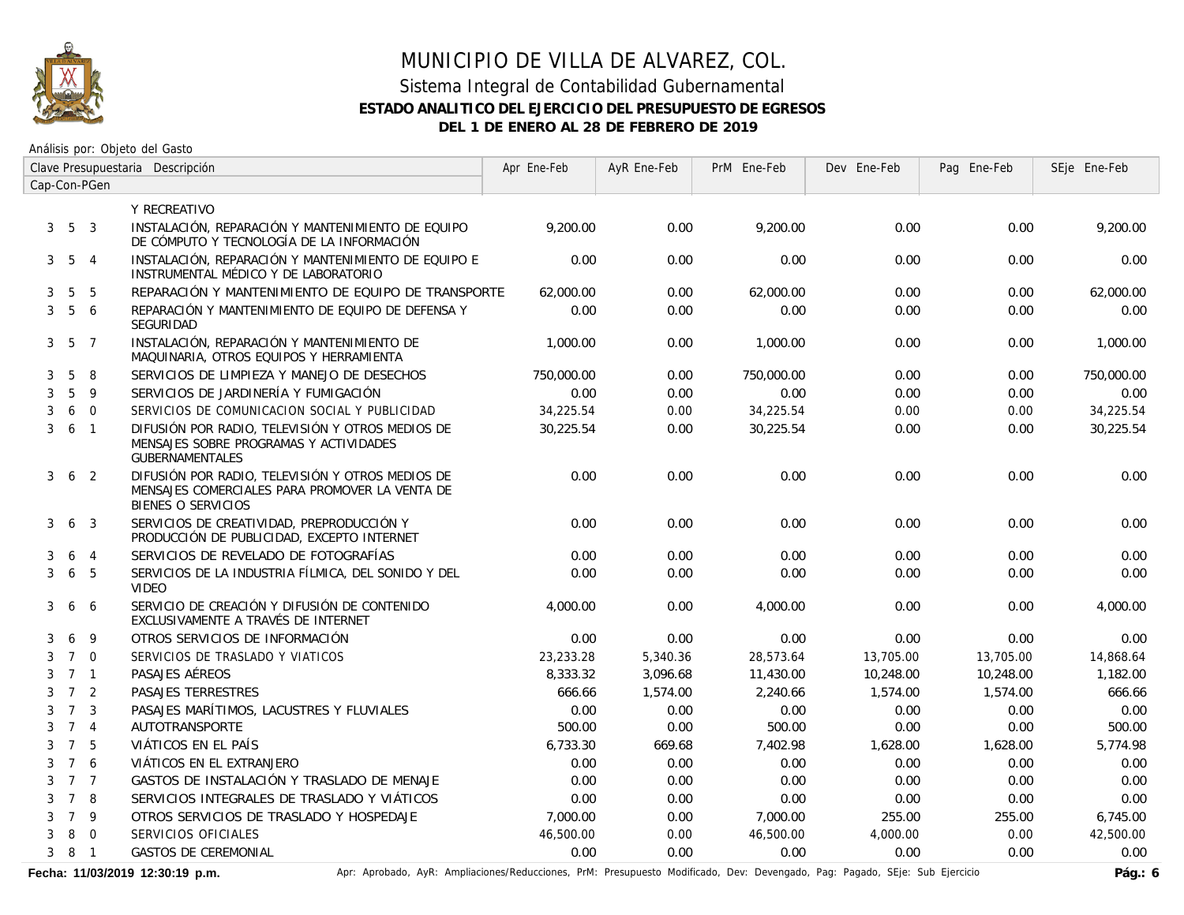# MUNICIPIO DE VILLA DE ALVAREZ, COL.

## Sistema Integral de Contabilidad Gubernamental

### ESTADO ANALITICO DEL EJERCICIO DEL PRESUPUESTO DE EGRESOS

### DEL 1 DE ENERO AL 28 DE FEBRERO DE 2019

Análisis por: Objeto del Gasto

| Clave Presupuestaria Cap-Con-PGen | Descripción | Apr Ene-Feb | AyR Ene-Feb | PrM Ene-Feb | Dev Ene-Feb | Pag Ene-Feb | SEje Ene-Feb |
|---|---|---|---|---|---|---|---|
| | Y RECREATIVO | | | | | | |
| 3 5 3 | INSTALACIÓN, REPARACIÓN Y MANTENIMIENTO DE EQUIPO DE CÓMPUTO Y TECNOLOGÍA DE LA INFORMACIÓN | 9,200.00 | 0.00 | 9,200.00 | 0.00 | 0.00 | 9,200.00 |
| 3 5 4 | INSTALACIÓN, REPARACIÓN Y MANTENIMIENTO DE EQUIPO E INSTRUMENTAL MÉDICO Y DE LABORATORIO | 0.00 | 0.00 | 0.00 | 0.00 | 0.00 | 0.00 |
| 3 5 5 | REPARACIÓN Y MANTENIMIENTO DE EQUIPO DE TRANSPORTE | 62,000.00 | 0.00 | 62,000.00 | 0.00 | 0.00 | 62,000.00 |
| 3 5 6 | REPARACIÓN Y MANTENIMIENTO DE EQUIPO DE DEFENSA Y SEGURIDAD | 0.00 | 0.00 | 0.00 | 0.00 | 0.00 | 0.00 |
| 3 5 7 | INSTALACIÓN, REPARACIÓN Y MANTENIMIENTO DE MAQUINARIA, OTROS EQUIPOS Y HERRAMIENTA | 1,000.00 | 0.00 | 1,000.00 | 0.00 | 0.00 | 1,000.00 |
| 3 5 8 | SERVICIOS DE LIMPIEZA Y MANEJO DE DESECHOS | 750,000.00 | 0.00 | 750,000.00 | 0.00 | 0.00 | 750,000.00 |
| 3 5 9 | SERVICIOS DE JARDINERÍA Y FUMIGACIÓN | 0.00 | 0.00 | 0.00 | 0.00 | 0.00 | 0.00 |
| 3 6 0 | SERVICIOS DE COMUNICACION SOCIAL Y PUBLICIDAD | 34,225.54 | 0.00 | 34,225.54 | 0.00 | 0.00 | 34,225.54 |
| 3 6 1 | DIFUSIÓN POR RADIO, TELEVISIÓN Y OTROS MEDIOS DE MENSAJES SOBRE PROGRAMAS Y ACTIVIDADES GUBERNAMENTALES | 30,225.54 | 0.00 | 30,225.54 | 0.00 | 0.00 | 30,225.54 |
| 3 6 2 | DIFUSIÓN POR RADIO, TELEVISIÓN Y OTROS MEDIOS DE MENSAJES COMERCIALES PARA PROMOVER LA VENTA DE BIENES O SERVICIOS | 0.00 | 0.00 | 0.00 | 0.00 | 0.00 | 0.00 |
| 3 6 3 | SERVICIOS DE CREATIVIDAD, PREPRODUCCIÓN Y PRODUCCIÓN DE PUBLICIDAD, EXCEPTO INTERNET | 0.00 | 0.00 | 0.00 | 0.00 | 0.00 | 0.00 |
| 3 6 4 | SERVICIOS DE REVELADO DE FOTOGRAFÍAS | 0.00 | 0.00 | 0.00 | 0.00 | 0.00 | 0.00 |
| 3 6 5 | SERVICIOS DE LA INDUSTRIA FÍLMICA, DEL SONIDO Y DEL VIDEO | 0.00 | 0.00 | 0.00 | 0.00 | 0.00 | 0.00 |
| 3 6 6 | SERVICIO DE CREACIÓN Y DIFUSIÓN DE CONTENIDO EXCLUSIVAMENTE A TRAVÉS DE INTERNET | 4,000.00 | 0.00 | 4,000.00 | 0.00 | 0.00 | 4,000.00 |
| 3 6 9 | OTROS SERVICIOS DE INFORMACIÓN | 0.00 | 0.00 | 0.00 | 0.00 | 0.00 | 0.00 |
| 3 7 0 | SERVICIOS DE TRASLADO Y VIATICOS | 23,233.28 | 5,340.36 | 28,573.64 | 13,705.00 | 13,705.00 | 14,868.64 |
| 3 7 1 | PASAJES AÉREOS | 8,333.32 | 3,096.68 | 11,430.00 | 10,248.00 | 10,248.00 | 1,182.00 |
| 3 7 2 | PASAJES TERRESTRES | 666.66 | 1,574.00 | 2,240.66 | 1,574.00 | 1,574.00 | 666.66 |
| 3 7 3 | PASAJES MARÍTIMOS, LACUSTRES Y FLUVIALES | 0.00 | 0.00 | 0.00 | 0.00 | 0.00 | 0.00 |
| 3 7 4 | AUTOTRANSPORTE | 500.00 | 0.00 | 500.00 | 0.00 | 0.00 | 500.00 |
| 3 7 5 | VIÁTICOS EN EL PAÍS | 6,733.30 | 669.68 | 7,402.98 | 1,628.00 | 1,628.00 | 5,774.98 |
| 3 7 6 | VIÁTICOS EN EL EXTRANJERO | 0.00 | 0.00 | 0.00 | 0.00 | 0.00 | 0.00 |
| 3 7 7 | GASTOS DE INSTALACIÓN Y TRASLADO DE MENAJE | 0.00 | 0.00 | 0.00 | 0.00 | 0.00 | 0.00 |
| 3 7 8 | SERVICIOS INTEGRALES DE TRASLADO Y VIÁTICOS | 0.00 | 0.00 | 0.00 | 0.00 | 0.00 | 0.00 |
| 3 7 9 | OTROS SERVICIOS DE TRASLADO Y HOSPEDAJE | 7,000.00 | 0.00 | 7,000.00 | 255.00 | 255.00 | 6,745.00 |
| 3 8 0 | SERVICIOS OFICIALES | 46,500.00 | 0.00 | 46,500.00 | 4,000.00 | 0.00 | 42,500.00 |
| 3 8 1 | GASTOS DE CEREMONIAL | 0.00 | 0.00 | 0.00 | 0.00 | 0.00 | 0.00 |

Fecha: 11/03/2019 12:30:19 p.m.

Apr: Aprobado, AyR: Ampliaciones/Reducciones, PrM: Presupuesto Modificado, Dev: Devengado, Pag: Pagado, SEje: Sub Ejercicio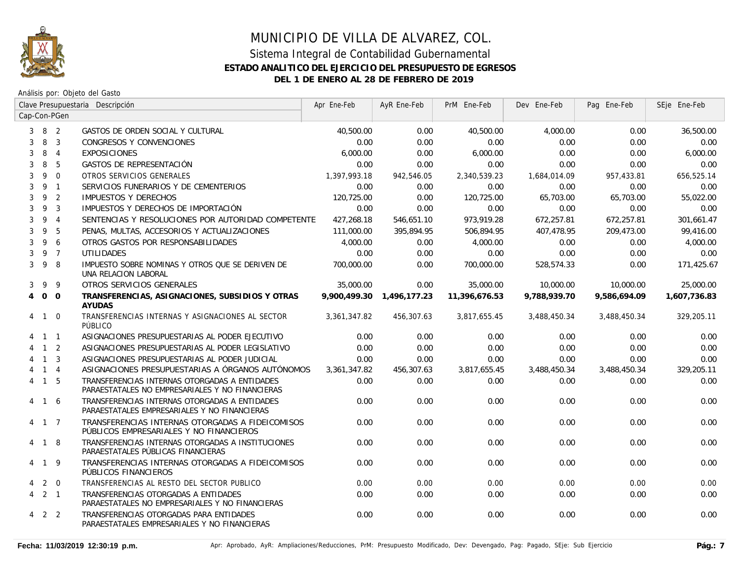# MUNICIPIO DE VILLA DE ALVAREZ, COL.

## Sistema Integral de Contabilidad Gubernamental

### ESTADO ANALITICO DEL EJERCICIO DEL PRESUPUESTO DE EGRESOS

### DEL 1 DE ENERO AL 28 DE FEBRERO DE 2019

Análisis por: Objeto del Gasto

| Clave Presupuestaria Cap-Con-PGen | Descripción | Apr Ene-Feb | AyR Ene-Feb | PrM Ene-Feb | Dev Ene-Feb | Pag Ene-Feb | SEje Ene-Feb |
|---|---|---|---|---|---|---|---|
| 3 8 2 | GASTOS DE ORDEN SOCIAL Y CULTURAL | 40,500.00 | 0.00 | 40,500.00 | 4,000.00 | 0.00 | 36,500.00 |
| 3 8 3 | CONGRESOS Y CONVENCIONES | 0.00 | 0.00 | 0.00 | 0.00 | 0.00 | 0.00 |
| 3 8 4 | EXPOSICIONES | 6,000.00 | 0.00 | 6,000.00 | 0.00 | 0.00 | 6,000.00 |
| 3 8 5 | GASTOS DE REPRESENTACIÓN | 0.00 | 0.00 | 0.00 | 0.00 | 0.00 | 0.00 |
| 3 9 0 | OTROS SERVICIOS GENERALES | 1,397,993.18 | 942,546.05 | 2,340,539.23 | 1,684,014.09 | 957,433.81 | 656,525.14 |
| 3 9 1 | SERVICIOS FUNERARIOS Y DE CEMENTERIOS | 0.00 | 0.00 | 0.00 | 0.00 | 0.00 | 0.00 |
| 3 9 2 | IMPUESTOS Y DERECHOS | 120,725.00 | 0.00 | 120,725.00 | 65,703.00 | 65,703.00 | 55,022.00 |
| 3 9 3 | IMPUESTOS Y DERECHOS DE IMPORTACIÓN | 0.00 | 0.00 | 0.00 | 0.00 | 0.00 | 0.00 |
| 3 9 4 | SENTENCIAS Y RESOLUCIONES POR AUTORIDAD COMPETENTE | 427,268.18 | 546,651.10 | 973,919.28 | 672,257.81 | 672,257.81 | 301,661.47 |
| 3 9 5 | PENAS, MULTAS, ACCESORIOS Y ACTUALIZACIONES | 111,000.00 | 395,894.95 | 506,894.95 | 407,478.95 | 209,473.00 | 99,416.00 |
| 3 9 6 | OTROS GASTOS POR RESPONSABILIDADES | 4,000.00 | 0.00 | 4,000.00 | 0.00 | 0.00 | 4,000.00 |
| 3 9 7 | UTILIDADES | 0.00 | 0.00 | 0.00 | 0.00 | 0.00 | 0.00 |
| 3 9 8 | IMPUESTO SOBRE NOMINAS Y OTROS QUE SE DERIVEN DE UNA RELACION LABORAL | 700,000.00 | 0.00 | 700,000.00 | 528,574.33 | 0.00 | 171,425.67 |
| 3 9 9 | OTROS SERVICIOS GENERALES | 35,000.00 | 0.00 | 35,000.00 | 10,000.00 | 10,000.00 | 25,000.00 |
| **4 0 0** | **TRANSFERENCIAS, ASIGNACIONES, SUBSIDIOS Y OTRAS AYUDAS** | **9,900,499.30** | **1,496,177.23** | **11,396,676.53** | **9,788,939.70** | **9,586,694.09** | **1,607,736.83** |
| 4 1 0 | TRANSFERENCIAS INTERNAS Y ASIGNACIONES AL SECTOR PÚBLICO | 3,361,347.82 | 456,307.63 | 3,817,655.45 | 3,488,450.34 | 3,488,450.34 | 329,205.11 |
| 4 1 1 | ASIGNACIONES PRESUPUESTARIAS AL PODER EJECUTIVO | 0.00 | 0.00 | 0.00 | 0.00 | 0.00 | 0.00 |
| 4 1 2 | ASIGNACIONES PRESUPUESTARIAS AL PODER LEGISLATIVO | 0.00 | 0.00 | 0.00 | 0.00 | 0.00 | 0.00 |
| 4 1 3 | ASIGNACIONES PRESUPUESTARIAS AL PODER JUDICIAL | 0.00 | 0.00 | 0.00 | 0.00 | 0.00 | 0.00 |
| 4 1 4 | ASIGNACIONES PRESUPUESTARIAS A ÓRGANOS AUTÓNOMOS | 3,361,347.82 | 456,307.63 | 3,817,655.45 | 3,488,450.34 | 3,488,450.34 | 329,205.11 |
| 4 1 5 | TRANSFERENCIAS INTERNAS OTORGADAS A ENTIDADES PARAESTATALES NO EMPRESARIALES Y NO FINANCIERAS | 0.00 | 0.00 | 0.00 | 0.00 | 0.00 | 0.00 |
| 4 1 6 | TRANSFERENCIAS INTERNAS OTORGADAS A ENTIDADES PARAESTATALES EMPRESARIALES Y NO FINANCIERAS | 0.00 | 0.00 | 0.00 | 0.00 | 0.00 | 0.00 |
| 4 1 7 | TRANSFERENCIAS INTERNAS OTORGADAS A FIDEICOMISOS PÚBLICOS EMPRESARIALES Y NO FINANCIEROS | 0.00 | 0.00 | 0.00 | 0.00 | 0.00 | 0.00 |
| 4 1 8 | TRANSFERENCIAS INTERNAS OTORGADAS A INSTITUCIONES PARAESTATALES PÚBLICAS FINANCIERAS | 0.00 | 0.00 | 0.00 | 0.00 | 0.00 | 0.00 |
| 4 1 9 | TRANSFERENCIAS INTERNAS OTORGADAS A FIDEICOMISOS PÚBLICOS FINANCIEROS | 0.00 | 0.00 | 0.00 | 0.00 | 0.00 | 0.00 |
| 4 2 0 | TRANSFERENCIAS AL RESTO DEL SECTOR PUBLICO | 0.00 | 0.00 | 0.00 | 0.00 | 0.00 | 0.00 |
| 4 2 1 | TRANSFERENCIAS OTORGADAS A ENTIDADES PARAESTATALES NO EMPRESARIALES Y NO FINANCIERAS | 0.00 | 0.00 | 0.00 | 0.00 | 0.00 | 0.00 |
| 4 2 2 | TRANSFERENCIAS OTORGADAS PARA ENTIDADES PARAESTATALES EMPRESARIALES Y NO FINANCIERAS | 0.00 | 0.00 | 0.00 | 0.00 | 0.00 | 0.00 |

Fecha: 11/03/2019 12:30:19 p.m. — Apr: Aprobado, AyR: Ampliaciones/Reducciones, PrM: Presupuesto Modificado, Dev: Devengado, Pag: Pagado, SEje: Sub Ejercicio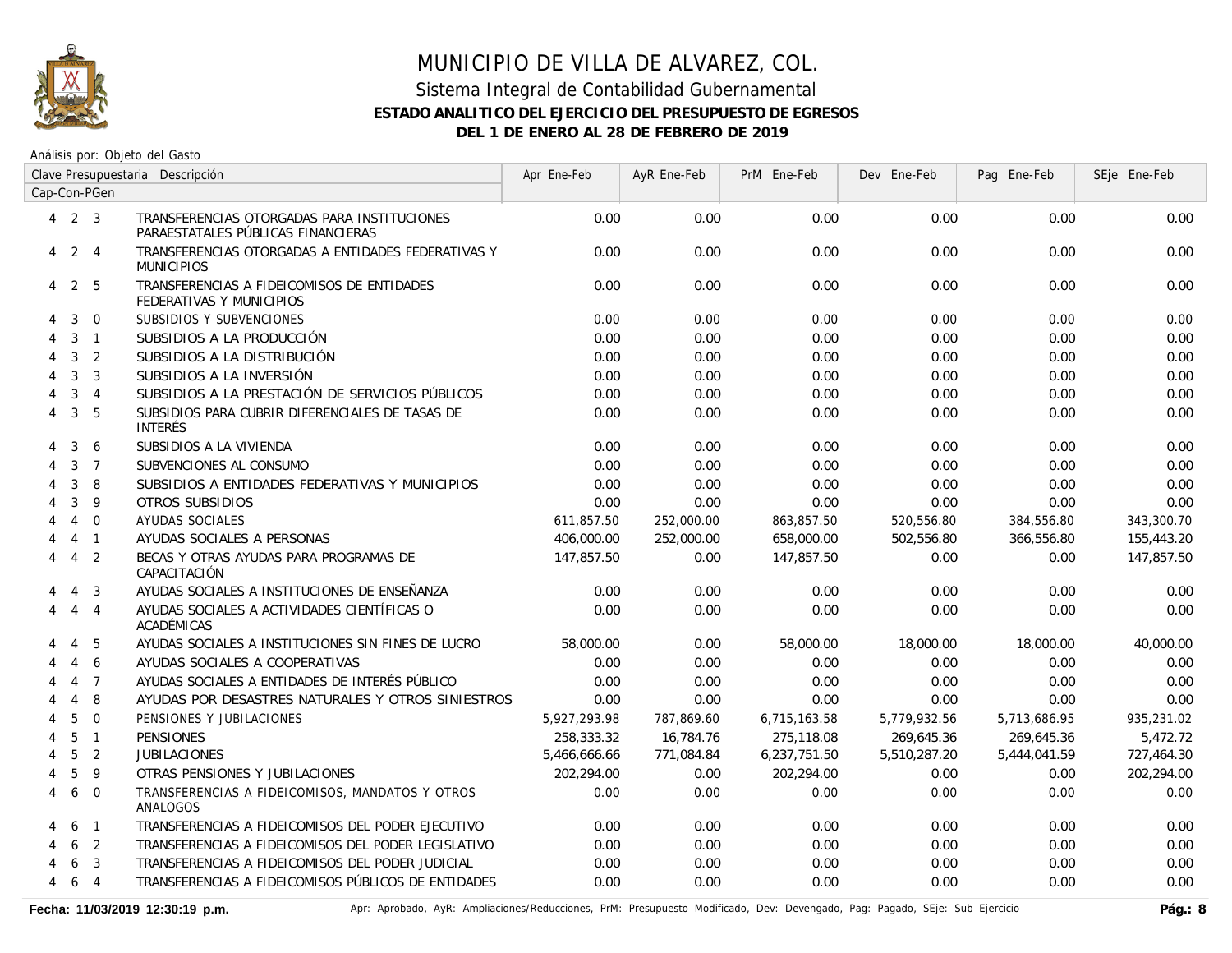# MUNICIPIO DE VILLA DE ALVAREZ, COL.

## Sistema Integral de Contabilidad Gubernamental

### ESTADO ANALITICO DEL EJERCICIO DEL PRESUPUESTO DE EGRESOS

### DEL 1 DE ENERO AL 28 DE FEBRERO DE 2019

Análisis por: Objeto del Gasto

| Clave Presupuestaria Cap-Con-PGen | Descripción | Apr Ene-Feb | AyR Ene-Feb | PrM Ene-Feb | Dev Ene-Feb | Pag Ene-Feb | SEje Ene-Feb |
|---|---|---|---|---|---|---|---|
| 4 2 3 | TRANSFERENCIAS OTORGADAS PARA INSTITUCIONES PARAESTATALES PÚBLICAS FINANCIERAS | 0.00 | 0.00 | 0.00 | 0.00 | 0.00 | 0.00 |
| 4 2 4 | TRANSFERENCIAS OTORGADAS A ENTIDADES FEDERATIVAS Y MUNICIPIOS | 0.00 | 0.00 | 0.00 | 0.00 | 0.00 | 0.00 |
| 4 2 5 | TRANSFERENCIAS A FIDEICOMISOS DE ENTIDADES FEDERATIVAS Y MUNICIPIOS | 0.00 | 0.00 | 0.00 | 0.00 | 0.00 | 0.00 |
| 4 3 0 | SUBSIDIOS Y SUBVENCIONES | 0.00 | 0.00 | 0.00 | 0.00 | 0.00 | 0.00 |
| 4 3 1 | SUBSIDIOS A LA PRODUCCIÓN | 0.00 | 0.00 | 0.00 | 0.00 | 0.00 | 0.00 |
| 4 3 2 | SUBSIDIOS A LA DISTRIBUCIÓN | 0.00 | 0.00 | 0.00 | 0.00 | 0.00 | 0.00 |
| 4 3 3 | SUBSIDIOS A LA INVERSIÓN | 0.00 | 0.00 | 0.00 | 0.00 | 0.00 | 0.00 |
| 4 3 4 | SUBSIDIOS A LA PRESTACIÓN DE SERVICIOS PÚBLICOS | 0.00 | 0.00 | 0.00 | 0.00 | 0.00 | 0.00 |
| 4 3 5 | SUBSIDIOS PARA CUBRIR DIFERENCIALES DE TASAS DE INTERÉS | 0.00 | 0.00 | 0.00 | 0.00 | 0.00 | 0.00 |
| 4 3 6 | SUBSIDIOS A LA VIVIENDA | 0.00 | 0.00 | 0.00 | 0.00 | 0.00 | 0.00 |
| 4 3 7 | SUBVENCIONES AL CONSUMO | 0.00 | 0.00 | 0.00 | 0.00 | 0.00 | 0.00 |
| 4 3 8 | SUBSIDIOS A ENTIDADES FEDERATIVAS Y MUNICIPIOS | 0.00 | 0.00 | 0.00 | 0.00 | 0.00 | 0.00 |
| 4 3 9 | OTROS SUBSIDIOS | 0.00 | 0.00 | 0.00 | 0.00 | 0.00 | 0.00 |
| 4 4 0 | AYUDAS SOCIALES | 611,857.50 | 252,000.00 | 863,857.50 | 520,556.80 | 384,556.80 | 343,300.70 |
| 4 4 1 | AYUDAS SOCIALES A PERSONAS | 406,000.00 | 252,000.00 | 658,000.00 | 502,556.80 | 366,556.80 | 155,443.20 |
| 4 4 2 | BECAS Y OTRAS AYUDAS PARA PROGRAMAS DE CAPACITACIÓN | 147,857.50 | 0.00 | 147,857.50 | 0.00 | 0.00 | 147,857.50 |
| 4 4 3 | AYUDAS SOCIALES A INSTITUCIONES DE ENSEÑANZA | 0.00 | 0.00 | 0.00 | 0.00 | 0.00 | 0.00 |
| 4 4 4 | AYUDAS SOCIALES A ACTIVIDADES CIENTÍFICAS O ACADÉMICAS | 0.00 | 0.00 | 0.00 | 0.00 | 0.00 | 0.00 |
| 4 4 5 | AYUDAS SOCIALES A INSTITUCIONES SIN FINES DE LUCRO | 58,000.00 | 0.00 | 58,000.00 | 18,000.00 | 18,000.00 | 40,000.00 |
| 4 4 6 | AYUDAS SOCIALES A COOPERATIVAS | 0.00 | 0.00 | 0.00 | 0.00 | 0.00 | 0.00 |
| 4 4 7 | AYUDAS SOCIALES A ENTIDADES DE INTERÉS PÚBLICO | 0.00 | 0.00 | 0.00 | 0.00 | 0.00 | 0.00 |
| 4 4 8 | AYUDAS POR DESASTRES NATURALES Y OTROS SINIESTROS | 0.00 | 0.00 | 0.00 | 0.00 | 0.00 | 0.00 |
| 4 5 0 | PENSIONES Y JUBILACIONES | 5,927,293.98 | 787,869.60 | 6,715,163.58 | 5,779,932.56 | 5,713,686.95 | 935,231.02 |
| 4 5 1 | PENSIONES | 258,333.32 | 16,784.76 | 275,118.08 | 269,645.36 | 269,645.36 | 5,472.72 |
| 4 5 2 | JUBILACIONES | 5,466,666.66 | 771,084.84 | 6,237,751.50 | 5,510,287.20 | 5,444,041.59 | 727,464.30 |
| 4 5 9 | OTRAS PENSIONES Y JUBILACIONES | 202,294.00 | 0.00 | 202,294.00 | 0.00 | 0.00 | 202,294.00 |
| 4 6 0 | TRANSFERENCIAS A FIDEICOMISOS, MANDATOS Y OTROS ANALOGOS | 0.00 | 0.00 | 0.00 | 0.00 | 0.00 | 0.00 |
| 4 6 1 | TRANSFERENCIAS A FIDEICOMISOS DEL PODER EJECUTIVO | 0.00 | 0.00 | 0.00 | 0.00 | 0.00 | 0.00 |
| 4 6 2 | TRANSFERENCIAS A FIDEICOMISOS DEL PODER LEGISLATIVO | 0.00 | 0.00 | 0.00 | 0.00 | 0.00 | 0.00 |
| 4 6 3 | TRANSFERENCIAS A FIDEICOMISOS DEL PODER JUDICIAL | 0.00 | 0.00 | 0.00 | 0.00 | 0.00 | 0.00 |
| 4 6 4 | TRANSFERENCIAS A FIDEICOMISOS PÚBLICOS DE ENTIDADES | 0.00 | 0.00 | 0.00 | 0.00 | 0.00 | 0.00 |

**Fecha: 11/03/2019 12:30:19 p.m.** Apr: Aprobado, AyR: Ampliaciones/Reducciones, PrM: Presupuesto Modificado, Dev: Devengado, Pag: Pagado, SEje: Sub Ejercicio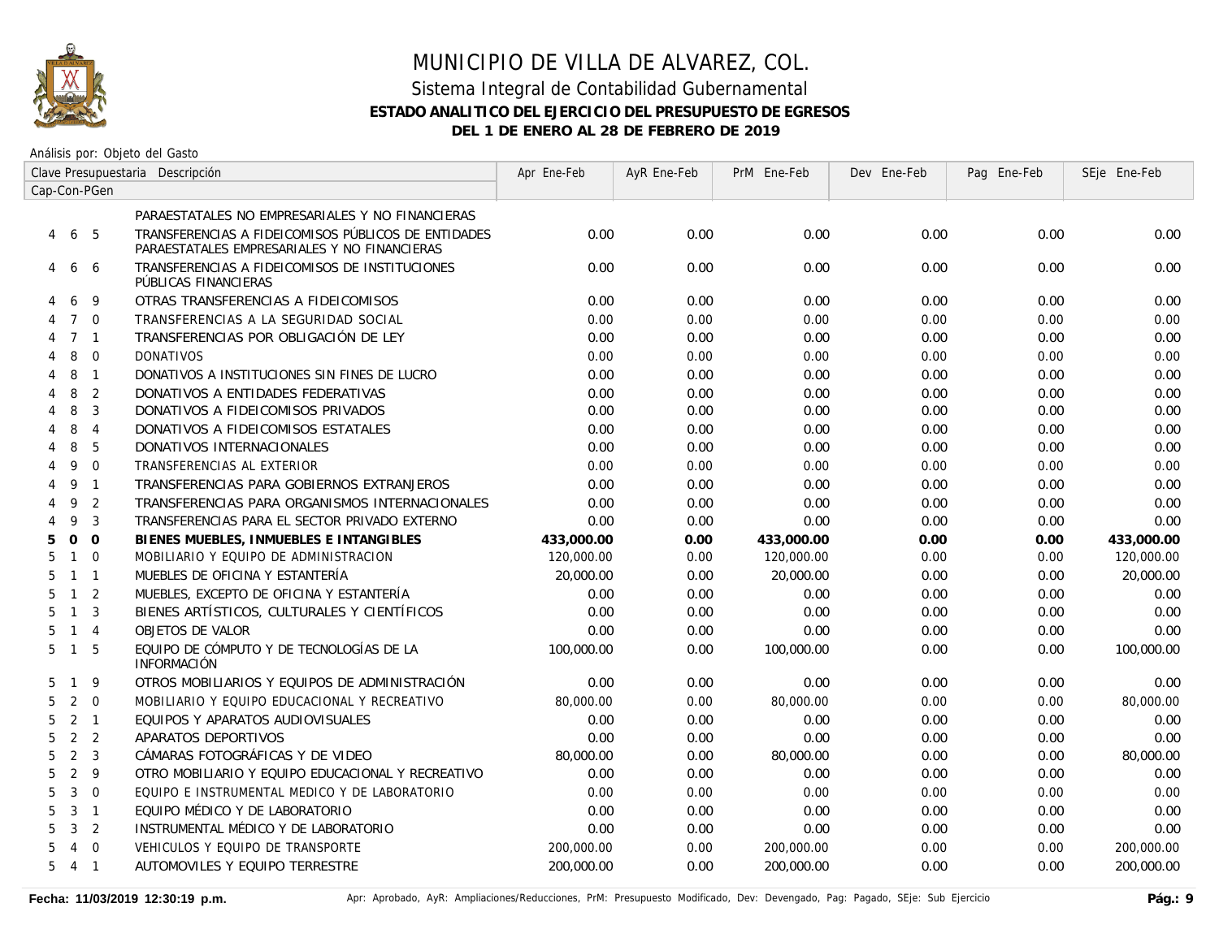# MUNICIPIO DE VILLA DE ALVAREZ, COL.

## Sistema Integral de Contabilidad Gubernamental

### ESTADO ANALITICO DEL EJERCICIO DEL PRESUPUESTO DE EGRESOS

### DEL 1 DE ENERO AL 28 DE FEBRERO DE 2019

Análisis por: Objeto del Gasto

| Clave Presupuestaria Cap-Con-PGen | Descripción | Apr Ene-Feb | AyR Ene-Feb | PrM Ene-Feb | Dev Ene-Feb | Pag Ene-Feb | SEje Ene-Feb |
|---|---|---|---|---|---|---|---|
| | PARAESTATALES NO EMPRESARIALES Y NO FINANCIERAS | | | | | | |
| 4 6 5 | TRANSFERENCIAS A FIDEICOMISOS PÚBLICOS DE ENTIDADES PARAESTATALES EMPRESARIALES Y NO FINANCIERAS | 0.00 | 0.00 | 0.00 | 0.00 | 0.00 | 0.00 |
| 4 6 6 | TRANSFERENCIAS A FIDEICOMISOS DE INSTITUCIONES PÚBLICAS FINANCIERAS | 0.00 | 0.00 | 0.00 | 0.00 | 0.00 | 0.00 |
| 4 6 9 | OTRAS TRANSFERENCIAS A FIDEICOMISOS | 0.00 | 0.00 | 0.00 | 0.00 | 0.00 | 0.00 |
| 4 7 0 | TRANSFERENCIAS A LA SEGURIDAD SOCIAL | 0.00 | 0.00 | 0.00 | 0.00 | 0.00 | 0.00 |
| 4 7 1 | TRANSFERENCIAS POR OBLIGACIÓN DE LEY | 0.00 | 0.00 | 0.00 | 0.00 | 0.00 | 0.00 |
| 4 8 0 | DONATIVOS | 0.00 | 0.00 | 0.00 | 0.00 | 0.00 | 0.00 |
| 4 8 1 | DONATIVOS A INSTITUCIONES SIN FINES DE LUCRO | 0.00 | 0.00 | 0.00 | 0.00 | 0.00 | 0.00 |
| 4 8 2 | DONATIVOS A ENTIDADES FEDERATIVAS | 0.00 | 0.00 | 0.00 | 0.00 | 0.00 | 0.00 |
| 4 8 3 | DONATIVOS A FIDEICOMISOS PRIVADOS | 0.00 | 0.00 | 0.00 | 0.00 | 0.00 | 0.00 |
| 4 8 4 | DONATIVOS A FIDEICOMISOS ESTATALES | 0.00 | 0.00 | 0.00 | 0.00 | 0.00 | 0.00 |
| 4 8 5 | DONATIVOS INTERNACIONALES | 0.00 | 0.00 | 0.00 | 0.00 | 0.00 | 0.00 |
| 4 9 0 | TRANSFERENCIAS AL EXTERIOR | 0.00 | 0.00 | 0.00 | 0.00 | 0.00 | 0.00 |
| 4 9 1 | TRANSFERENCIAS PARA GOBIERNOS EXTRANJEROS | 0.00 | 0.00 | 0.00 | 0.00 | 0.00 | 0.00 |
| 4 9 2 | TRANSFERENCIAS PARA ORGANISMOS INTERNACIONALES | 0.00 | 0.00 | 0.00 | 0.00 | 0.00 | 0.00 |
| 4 9 3 | TRANSFERENCIAS PARA EL SECTOR PRIVADO EXTERNO | 0.00 | 0.00 | 0.00 | 0.00 | 0.00 | 0.00 |
| **5 0 0** | **BIENES MUEBLES, INMUEBLES E INTANGIBLES** | **433,000.00** | **0.00** | **433,000.00** | **0.00** | **0.00** | **433,000.00** |
| 5 1 0 | MOBILIARIO Y EQUIPO DE ADMINISTRACION | 120,000.00 | 0.00 | 120,000.00 | 0.00 | 0.00 | 120,000.00 |
| 5 1 1 | MUEBLES DE OFICINA Y ESTANTERÍA | 20,000.00 | 0.00 | 20,000.00 | 0.00 | 0.00 | 20,000.00 |
| 5 1 2 | MUEBLES, EXCEPTO DE OFICINA Y ESTANTERÍA | 0.00 | 0.00 | 0.00 | 0.00 | 0.00 | 0.00 |
| 5 1 3 | BIENES ARTÍSTICOS, CULTURALES Y CIENTÍFICOS | 0.00 | 0.00 | 0.00 | 0.00 | 0.00 | 0.00 |
| 5 1 4 | OBJETOS DE VALOR | 0.00 | 0.00 | 0.00 | 0.00 | 0.00 | 0.00 |
| 5 1 5 | EQUIPO DE CÓMPUTO Y DE TECNOLOGÍAS DE LA INFORMACIÓN | 100,000.00 | 0.00 | 100,000.00 | 0.00 | 0.00 | 100,000.00 |
| 5 1 9 | OTROS MOBILIARIOS Y EQUIPOS DE ADMINISTRACIÓN | 0.00 | 0.00 | 0.00 | 0.00 | 0.00 | 0.00 |
| 5 2 0 | MOBILIARIO Y EQUIPO EDUCACIONAL Y RECREATIVO | 80,000.00 | 0.00 | 80,000.00 | 0.00 | 0.00 | 80,000.00 |
| 5 2 1 | EQUIPOS Y APARATOS AUDIOVISUALES | 0.00 | 0.00 | 0.00 | 0.00 | 0.00 | 0.00 |
| 5 2 2 | APARATOS DEPORTIVOS | 0.00 | 0.00 | 0.00 | 0.00 | 0.00 | 0.00 |
| 5 2 3 | CÁMARAS FOTOGRÁFICAS Y DE VIDEO | 80,000.00 | 0.00 | 80,000.00 | 0.00 | 0.00 | 80,000.00 |
| 5 2 9 | OTRO MOBILIARIO Y EQUIPO EDUCACIONAL Y RECREATIVO | 0.00 | 0.00 | 0.00 | 0.00 | 0.00 | 0.00 |
| 5 3 0 | EQUIPO E INSTRUMENTAL MEDICO Y DE LABORATORIO | 0.00 | 0.00 | 0.00 | 0.00 | 0.00 | 0.00 |
| 5 3 1 | EQUIPO MÉDICO Y DE LABORATORIO | 0.00 | 0.00 | 0.00 | 0.00 | 0.00 | 0.00 |
| 5 3 2 | INSTRUMENTAL MÉDICO Y DE LABORATORIO | 0.00 | 0.00 | 0.00 | 0.00 | 0.00 | 0.00 |
| 5 4 0 | VEHICULOS Y EQUIPO DE TRANSPORTE | 200,000.00 | 0.00 | 200,000.00 | 0.00 | 0.00 | 200,000.00 |
| 5 4 1 | AUTOMOVILES Y EQUIPO TERRESTRE | 200,000.00 | 0.00 | 200,000.00 | 0.00 | 0.00 | 200,000.00 |

Fecha: 11/03/2019 12:30:19 p.m.

Apr: Aprobado, AyR: Ampliaciones/Reducciones, PrM: Presupuesto Modificado, Dev: Devengado, Pag: Pagado, SEje: Sub Ejercicio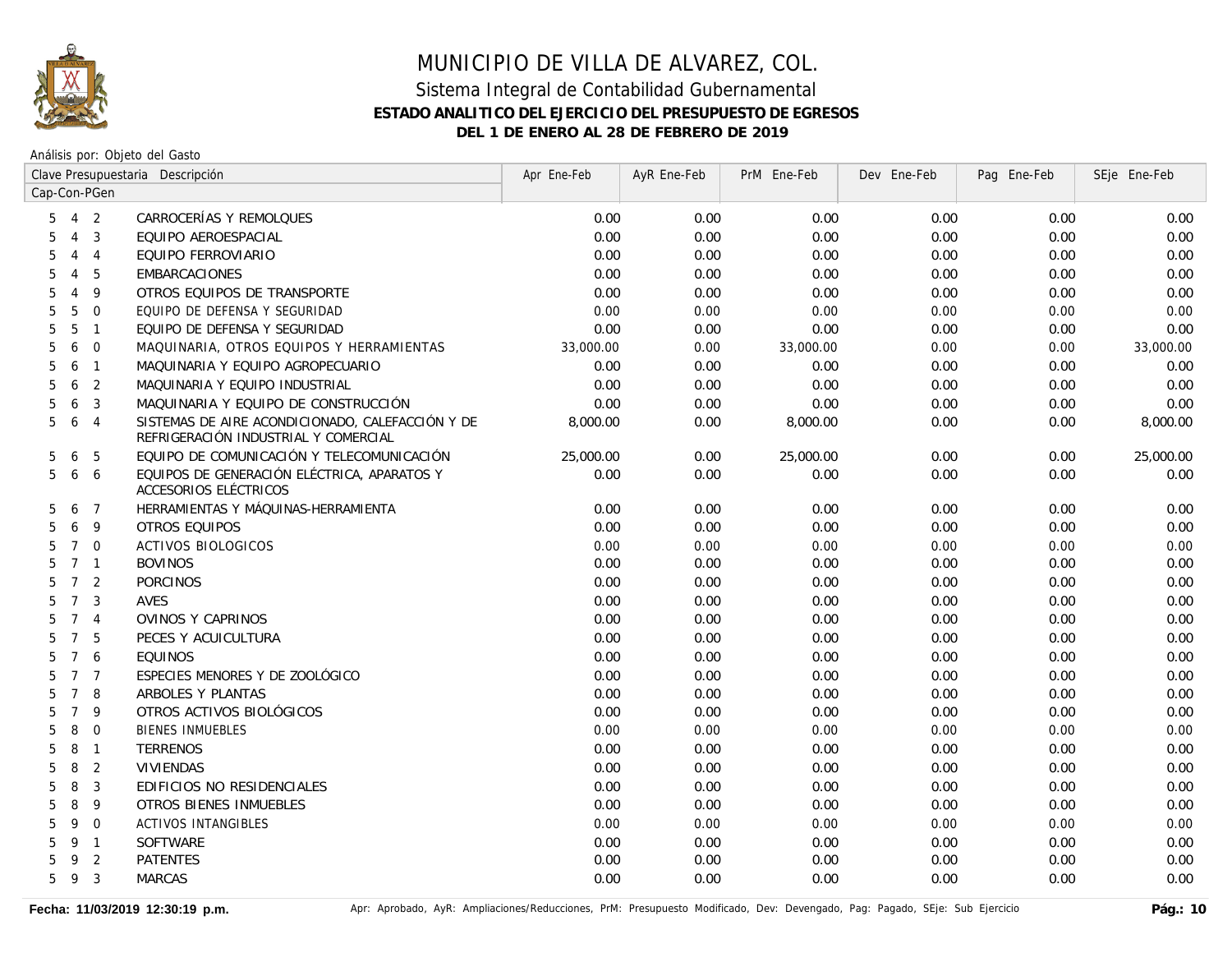# MUNICIPIO DE VILLA DE ALVAREZ, COL.

## Sistema Integral de Contabilidad Gubernamental

### ESTADO ANALITICO DEL EJERCICIO DEL PRESUPUESTO DE EGRESOS

### DEL 1 DE ENERO AL 28 DE FEBRERO DE 2019

Análisis por: Objeto del Gasto

| Clave Presupuestaria Cap-Con-PGen | Descripción | Apr Ene-Feb | AyR Ene-Feb | PrM Ene-Feb | Dev Ene-Feb | Pag Ene-Feb | SEje Ene-Feb |
|---|---|---|---|---|---|---|---|
| 5 4 2 | CARROCERÍAS Y REMOLQUES | 0.00 | 0.00 | 0.00 | 0.00 | 0.00 | 0.00 |
| 5 4 3 | EQUIPO AEROESPACIAL | 0.00 | 0.00 | 0.00 | 0.00 | 0.00 | 0.00 |
| 5 4 4 | EQUIPO FERROVIARIO | 0.00 | 0.00 | 0.00 | 0.00 | 0.00 | 0.00 |
| 5 4 5 | EMBARCACIONES | 0.00 | 0.00 | 0.00 | 0.00 | 0.00 | 0.00 |
| 5 4 9 | OTROS EQUIPOS DE TRANSPORTE | 0.00 | 0.00 | 0.00 | 0.00 | 0.00 | 0.00 |
| 5 5 0 | EQUIPO DE DEFENSA Y SEGURIDAD | 0.00 | 0.00 | 0.00 | 0.00 | 0.00 | 0.00 |
| 5 5 1 | EQUIPO DE DEFENSA Y SEGURIDAD | 0.00 | 0.00 | 0.00 | 0.00 | 0.00 | 0.00 |
| 5 6 0 | MAQUINARIA, OTROS EQUIPOS Y HERRAMIENTAS | 33,000.00 | 0.00 | 33,000.00 | 0.00 | 0.00 | 33,000.00 |
| 5 6 1 | MAQUINARIA Y EQUIPO AGROPECUARIO | 0.00 | 0.00 | 0.00 | 0.00 | 0.00 | 0.00 |
| 5 6 2 | MAQUINARIA Y EQUIPO INDUSTRIAL | 0.00 | 0.00 | 0.00 | 0.00 | 0.00 | 0.00 |
| 5 6 3 | MAQUINARIA Y EQUIPO DE CONSTRUCCIÓN | 0.00 | 0.00 | 0.00 | 0.00 | 0.00 | 0.00 |
| 5 6 4 | SISTEMAS DE AIRE ACONDICIONADO, CALEFACCIÓN Y DE REFRIGERACIÓN INDUSTRIAL Y COMERCIAL | 8,000.00 | 0.00 | 8,000.00 | 0.00 | 0.00 | 8,000.00 |
| 5 6 5 | EQUIPO DE COMUNICACIÓN Y TELECOMUNICACIÓN | 25,000.00 | 0.00 | 25,000.00 | 0.00 | 0.00 | 25,000.00 |
| 5 6 6 | EQUIPOS DE GENERACIÓN ELÉCTRICA, APARATOS Y ACCESORIOS ELÉCTRICOS | 0.00 | 0.00 | 0.00 | 0.00 | 0.00 | 0.00 |
| 5 6 7 | HERRAMIENTAS Y MÁQUINAS-HERRAMIENTA | 0.00 | 0.00 | 0.00 | 0.00 | 0.00 | 0.00 |
| 5 6 9 | OTROS EQUIPOS | 0.00 | 0.00 | 0.00 | 0.00 | 0.00 | 0.00 |
| 5 7 0 | ACTIVOS BIOLOGICOS | 0.00 | 0.00 | 0.00 | 0.00 | 0.00 | 0.00 |
| 5 7 1 | BOVINOS | 0.00 | 0.00 | 0.00 | 0.00 | 0.00 | 0.00 |
| 5 7 2 | PORCINOS | 0.00 | 0.00 | 0.00 | 0.00 | 0.00 | 0.00 |
| 5 7 3 | AVES | 0.00 | 0.00 | 0.00 | 0.00 | 0.00 | 0.00 |
| 5 7 4 | OVINOS Y CAPRINOS | 0.00 | 0.00 | 0.00 | 0.00 | 0.00 | 0.00 |
| 5 7 5 | PECES Y ACUICULTURA | 0.00 | 0.00 | 0.00 | 0.00 | 0.00 | 0.00 |
| 5 7 6 | EQUINOS | 0.00 | 0.00 | 0.00 | 0.00 | 0.00 | 0.00 |
| 5 7 7 | ESPECIES MENORES Y DE ZOOLÓGICO | 0.00 | 0.00 | 0.00 | 0.00 | 0.00 | 0.00 |
| 5 7 8 | ARBOLES Y PLANTAS | 0.00 | 0.00 | 0.00 | 0.00 | 0.00 | 0.00 |
| 5 7 9 | OTROS ACTIVOS BIOLÓGICOS | 0.00 | 0.00 | 0.00 | 0.00 | 0.00 | 0.00 |
| 5 8 0 | BIENES INMUEBLES | 0.00 | 0.00 | 0.00 | 0.00 | 0.00 | 0.00 |
| 5 8 1 | TERRENOS | 0.00 | 0.00 | 0.00 | 0.00 | 0.00 | 0.00 |
| 5 8 2 | VIVIENDAS | 0.00 | 0.00 | 0.00 | 0.00 | 0.00 | 0.00 |
| 5 8 3 | EDIFICIOS NO RESIDENCIALES | 0.00 | 0.00 | 0.00 | 0.00 | 0.00 | 0.00 |
| 5 8 9 | OTROS BIENES INMUEBLES | 0.00 | 0.00 | 0.00 | 0.00 | 0.00 | 0.00 |
| 5 9 0 | ACTIVOS INTANGIBLES | 0.00 | 0.00 | 0.00 | 0.00 | 0.00 | 0.00 |
| 5 9 1 | SOFTWARE | 0.00 | 0.00 | 0.00 | 0.00 | 0.00 | 0.00 |
| 5 9 2 | PATENTES | 0.00 | 0.00 | 0.00 | 0.00 | 0.00 | 0.00 |
| 5 9 3 | MARCAS | 0.00 | 0.00 | 0.00 | 0.00 | 0.00 | 0.00 |

**Fecha: 11/03/2019 12:30:19 p.m.**

Apr: Aprobado, AyR: Ampliaciones/Reducciones, PrM: Presupuesto Modificado, Dev: Devengado, Pag: Pagado, SEje: Sub Ejercicio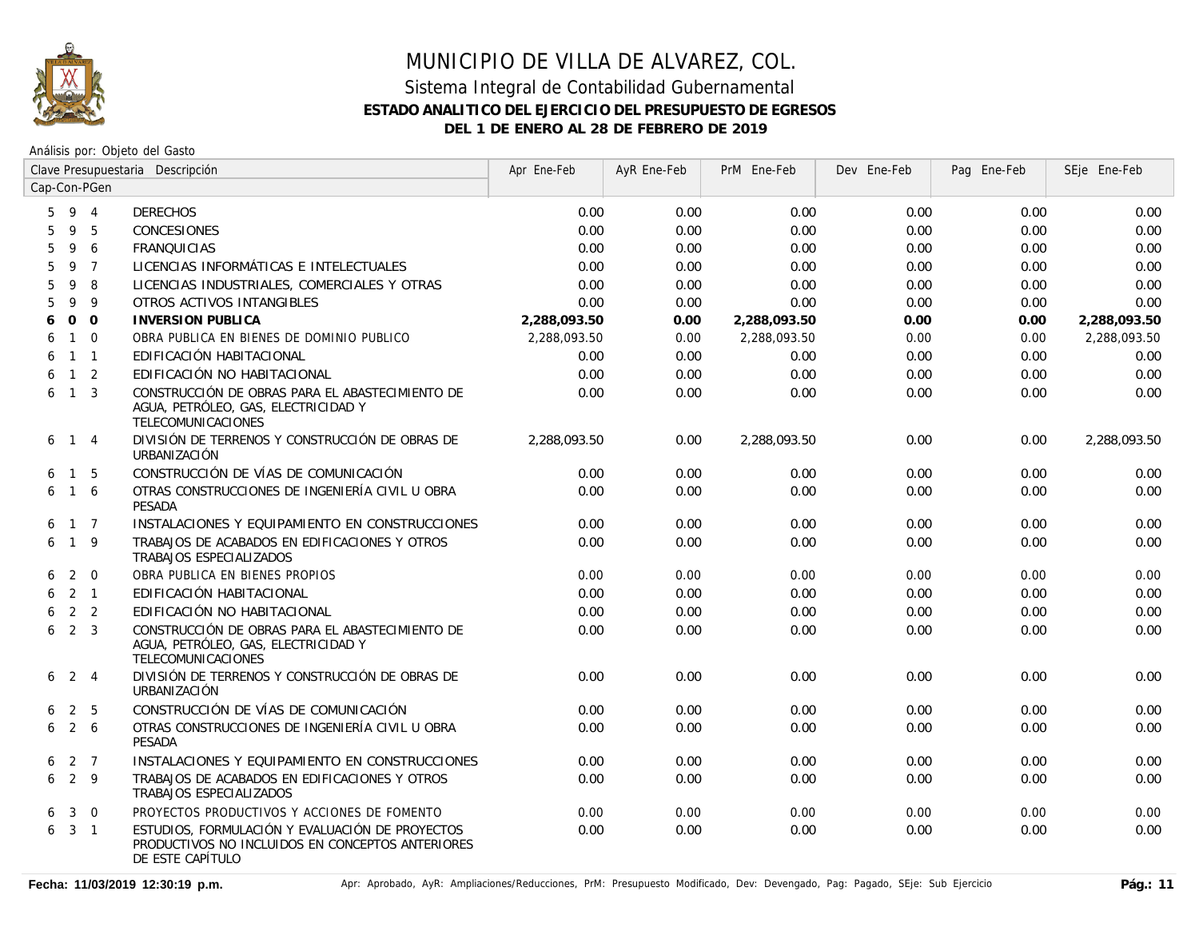# MUNICIPIO DE VILLA DE ALVAREZ, COL.

## Sistema Integral de Contabilidad Gubernamental

### ESTADO ANALITICO DEL EJERCICIO DEL PRESUPUESTO DE EGRESOS

### DEL 1 DE ENERO AL 28 DE FEBRERO DE 2019

Análisis por: Objeto del Gasto

| Clave Presupuestaria Cap-Con-PGen | Descripción | Apr Ene-Feb | AyR Ene-Feb | PrM Ene-Feb | Dev Ene-Feb | Pag Ene-Feb | SEje Ene-Feb |
|---|---|---|---|---|---|---|---|
| 5 9 4 | DERECHOS | 0.00 | 0.00 | 0.00 | 0.00 | 0.00 | 0.00 |
| 5 9 5 | CONCESIONES | 0.00 | 0.00 | 0.00 | 0.00 | 0.00 | 0.00 |
| 5 9 6 | FRANQUICIAS | 0.00 | 0.00 | 0.00 | 0.00 | 0.00 | 0.00 |
| 5 9 7 | LICENCIAS INFORMÁTICAS E INTELECTUALES | 0.00 | 0.00 | 0.00 | 0.00 | 0.00 | 0.00 |
| 5 9 8 | LICENCIAS INDUSTRIALES, COMERCIALES Y OTRAS | 0.00 | 0.00 | 0.00 | 0.00 | 0.00 | 0.00 |
| 5 9 9 | OTROS ACTIVOS INTANGIBLES | 0.00 | 0.00 | 0.00 | 0.00 | 0.00 | 0.00 |
| **6 0 0** | **INVERSION PUBLICA** | **2,288,093.50** | **0.00** | **2,288,093.50** | **0.00** | **0.00** | **2,288,093.50** |
| 6 1 0 | OBRA PUBLICA EN BIENES DE DOMINIO PUBLICO | 2,288,093.50 | 0.00 | 2,288,093.50 | 0.00 | 0.00 | 2,288,093.50 |
| 6 1 1 | EDIFICACIÓN HABITACIONAL | 0.00 | 0.00 | 0.00 | 0.00 | 0.00 | 0.00 |
| 6 1 2 | EDIFICACIÓN NO HABITACIONAL | 0.00 | 0.00 | 0.00 | 0.00 | 0.00 | 0.00 |
| 6 1 3 | CONSTRUCCIÓN DE OBRAS PARA EL ABASTECIMIENTO DE AGUA, PETRÓLEO, GAS, ELECTRICIDAD Y TELECOMUNICACIONES | 0.00 | 0.00 | 0.00 | 0.00 | 0.00 | 0.00 |
| 6 1 4 | DIVISIÓN DE TERRENOS Y CONSTRUCCIÓN DE OBRAS DE URBANIZACIÓN | 2,288,093.50 | 0.00 | 2,288,093.50 | 0.00 | 0.00 | 2,288,093.50 |
| 6 1 5 | CONSTRUCCIÓN DE VÍAS DE COMUNICACIÓN | 0.00 | 0.00 | 0.00 | 0.00 | 0.00 | 0.00 |
| 6 1 6 | OTRAS CONSTRUCCIONES DE INGENIERÍA CIVIL U OBRA PESADA | 0.00 | 0.00 | 0.00 | 0.00 | 0.00 | 0.00 |
| 6 1 7 | INSTALACIONES Y EQUIPAMIENTO EN CONSTRUCCIONES | 0.00 | 0.00 | 0.00 | 0.00 | 0.00 | 0.00 |
| 6 1 9 | TRABAJOS DE ACABADOS EN EDIFICACIONES Y OTROS TRABAJOS ESPECIALIZADOS | 0.00 | 0.00 | 0.00 | 0.00 | 0.00 | 0.00 |
| 6 2 0 | OBRA PUBLICA EN BIENES PROPIOS | 0.00 | 0.00 | 0.00 | 0.00 | 0.00 | 0.00 |
| 6 2 1 | EDIFICACIÓN HABITACIONAL | 0.00 | 0.00 | 0.00 | 0.00 | 0.00 | 0.00 |
| 6 2 2 | EDIFICACIÓN NO HABITACIONAL | 0.00 | 0.00 | 0.00 | 0.00 | 0.00 | 0.00 |
| 6 2 3 | CONSTRUCCIÓN DE OBRAS PARA EL ABASTECIMIENTO DE AGUA, PETRÓLEO, GAS, ELECTRICIDAD Y TELECOMUNICACIONES | 0.00 | 0.00 | 0.00 | 0.00 | 0.00 | 0.00 |
| 6 2 4 | DIVISIÓN DE TERRENOS Y CONSTRUCCIÓN DE OBRAS DE URBANIZACIÓN | 0.00 | 0.00 | 0.00 | 0.00 | 0.00 | 0.00 |
| 6 2 5 | CONSTRUCCIÓN DE VÍAS DE COMUNICACIÓN | 0.00 | 0.00 | 0.00 | 0.00 | 0.00 | 0.00 |
| 6 2 6 | OTRAS CONSTRUCCIONES DE INGENIERÍA CIVIL U OBRA PESADA | 0.00 | 0.00 | 0.00 | 0.00 | 0.00 | 0.00 |
| 6 2 7 | INSTALACIONES Y EQUIPAMIENTO EN CONSTRUCCIONES | 0.00 | 0.00 | 0.00 | 0.00 | 0.00 | 0.00 |
| 6 2 9 | TRABAJOS DE ACABADOS EN EDIFICACIONES Y OTROS TRABAJOS ESPECIALIZADOS | 0.00 | 0.00 | 0.00 | 0.00 | 0.00 | 0.00 |
| 6 3 0 | PROYECTOS PRODUCTIVOS Y ACCIONES DE FOMENTO | 0.00 | 0.00 | 0.00 | 0.00 | 0.00 | 0.00 |
| 6 3 1 | ESTUDIOS, FORMULACIÓN Y EVALUACIÓN DE PROYECTOS PRODUCTIVOS NO INCLUIDOS EN CONCEPTOS ANTERIORES DE ESTE CAPÍTULO | 0.00 | 0.00 | 0.00 | 0.00 | 0.00 | 0.00 |

**Fecha: 11/03/2019 12:30:19 p.m.** Apr: Aprobado, AyR: Ampliaciones/Reducciones, PrM: Presupuesto Modificado, Dev: Devengado, Pag: Pagado, SEje: Sub Ejercicio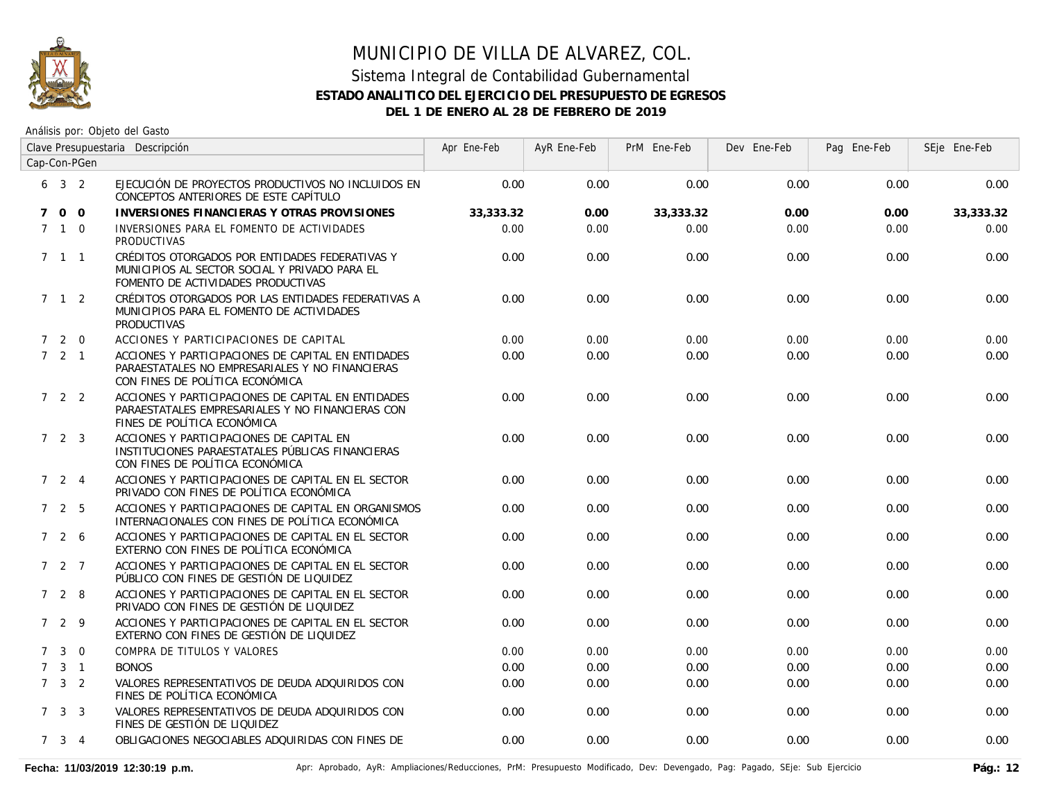# MUNICIPIO DE VILLA DE ALVAREZ, COL.

## Sistema Integral de Contabilidad Gubernamental

### ESTADO ANALITICO DEL EJERCICIO DEL PRESUPUESTO DE EGRESOS

### DEL 1 DE ENERO AL 28 DE FEBRERO DE 2019

Análisis por: Objeto del Gasto

| Clave Presupuestaria Cap-Con-PGen | Descripción | Apr Ene-Feb | AyR Ene-Feb | PrM Ene-Feb | Dev Ene-Feb | Pag Ene-Feb | SEje Ene-Feb |
|---|---|---|---|---|---|---|---|
| 6 3 2 | EJECUCIÓN DE PROYECTOS PRODUCTIVOS NO INCLUIDOS EN CONCEPTOS ANTERIORES DE ESTE CAPÍTULO | 0.00 | 0.00 | 0.00 | 0.00 | 0.00 | 0.00 |
| **7 0 0** | **INVERSIONES FINANCIERAS Y OTRAS PROVISIONES** | **33,333.32** | **0.00** | **33,333.32** | **0.00** | **0.00** | **33,333.32** |
| 7 1 0 | INVERSIONES PARA EL FOMENTO DE ACTIVIDADES PRODUCTIVAS | 0.00 | 0.00 | 0.00 | 0.00 | 0.00 | 0.00 |
| 7 1 1 | CRÉDITOS OTORGADOS POR ENTIDADES FEDERATIVAS Y MUNICIPIOS AL SECTOR SOCIAL Y PRIVADO PARA EL FOMENTO DE ACTIVIDADES PRODUCTIVAS | 0.00 | 0.00 | 0.00 | 0.00 | 0.00 | 0.00 |
| 7 1 2 | CRÉDITOS OTORGADOS POR LAS ENTIDADES FEDERATIVAS A MUNICIPIOS PARA EL FOMENTO DE ACTIVIDADES PRODUCTIVAS | 0.00 | 0.00 | 0.00 | 0.00 | 0.00 | 0.00 |
| 7 2 0 | ACCIONES Y PARTICIPACIONES DE CAPITAL | 0.00 | 0.00 | 0.00 | 0.00 | 0.00 | 0.00 |
| 7 2 1 | ACCIONES Y PARTICIPACIONES DE CAPITAL EN ENTIDADES PARAESTATALES NO EMPRESARIALES Y NO FINANCIERAS CON FINES DE POLÍTICA ECONÓMICA | 0.00 | 0.00 | 0.00 | 0.00 | 0.00 | 0.00 |
| 7 2 2 | ACCIONES Y PARTICIPACIONES DE CAPITAL EN ENTIDADES PARAESTATALES EMPRESARIALES Y NO FINANCIERAS CON FINES DE POLÍTICA ECONÓMICA | 0.00 | 0.00 | 0.00 | 0.00 | 0.00 | 0.00 |
| 7 2 3 | ACCIONES Y PARTICIPACIONES DE CAPITAL EN INSTITUCIONES PARAESTATALES PÚBLICAS FINANCIERAS CON FINES DE POLÍTICA ECONÓMICA | 0.00 | 0.00 | 0.00 | 0.00 | 0.00 | 0.00 |
| 7 2 4 | ACCIONES Y PARTICIPACIONES DE CAPITAL EN EL SECTOR PRIVADO CON FINES DE POLÍTICA ECONÓMICA | 0.00 | 0.00 | 0.00 | 0.00 | 0.00 | 0.00 |
| 7 2 5 | ACCIONES Y PARTICIPACIONES DE CAPITAL EN ORGANISMOS INTERNACIONALES CON FINES DE POLÍTICA ECONÓMICA | 0.00 | 0.00 | 0.00 | 0.00 | 0.00 | 0.00 |
| 7 2 6 | ACCIONES Y PARTICIPACIONES DE CAPITAL EN EL SECTOR EXTERNO CON FINES DE POLÍTICA ECONÓMICA | 0.00 | 0.00 | 0.00 | 0.00 | 0.00 | 0.00 |
| 7 2 7 | ACCIONES Y PARTICIPACIONES DE CAPITAL EN EL SECTOR PÚBLICO CON FINES DE GESTIÓN DE LIQUIDEZ | 0.00 | 0.00 | 0.00 | 0.00 | 0.00 | 0.00 |
| 7 2 8 | ACCIONES Y PARTICIPACIONES DE CAPITAL EN EL SECTOR PRIVADO CON FINES DE GESTIÓN DE LIQUIDEZ | 0.00 | 0.00 | 0.00 | 0.00 | 0.00 | 0.00 |
| 7 2 9 | ACCIONES Y PARTICIPACIONES DE CAPITAL EN EL SECTOR EXTERNO CON FINES DE GESTIÓN DE LIQUIDEZ | 0.00 | 0.00 | 0.00 | 0.00 | 0.00 | 0.00 |
| 7 3 0 | COMPRA DE TITULOS Y VALORES | 0.00 | 0.00 | 0.00 | 0.00 | 0.00 | 0.00 |
| 7 3 1 | BONOS | 0.00 | 0.00 | 0.00 | 0.00 | 0.00 | 0.00 |
| 7 3 2 | VALORES REPRESENTATIVOS DE DEUDA ADQUIRIDOS CON FINES DE POLÍTICA ECONÓMICA | 0.00 | 0.00 | 0.00 | 0.00 | 0.00 | 0.00 |
| 7 3 3 | VALORES REPRESENTATIVOS DE DEUDA ADQUIRIDOS CON FINES DE GESTIÓN DE LIQUIDEZ | 0.00 | 0.00 | 0.00 | 0.00 | 0.00 | 0.00 |
| 7 3 4 | OBLIGACIONES NEGOCIABLES ADQUIRIDAS CON FINES DE | 0.00 | 0.00 | 0.00 | 0.00 | 0.00 | 0.00 |

Fecha: 11/03/2019 12:30:19 p.m.

Apr: Aprobado, AyR: Ampliaciones/Reducciones, PrM: Presupuesto Modificado, Dev: Devengado, Pag: Pagado, SEje: Sub Ejercicio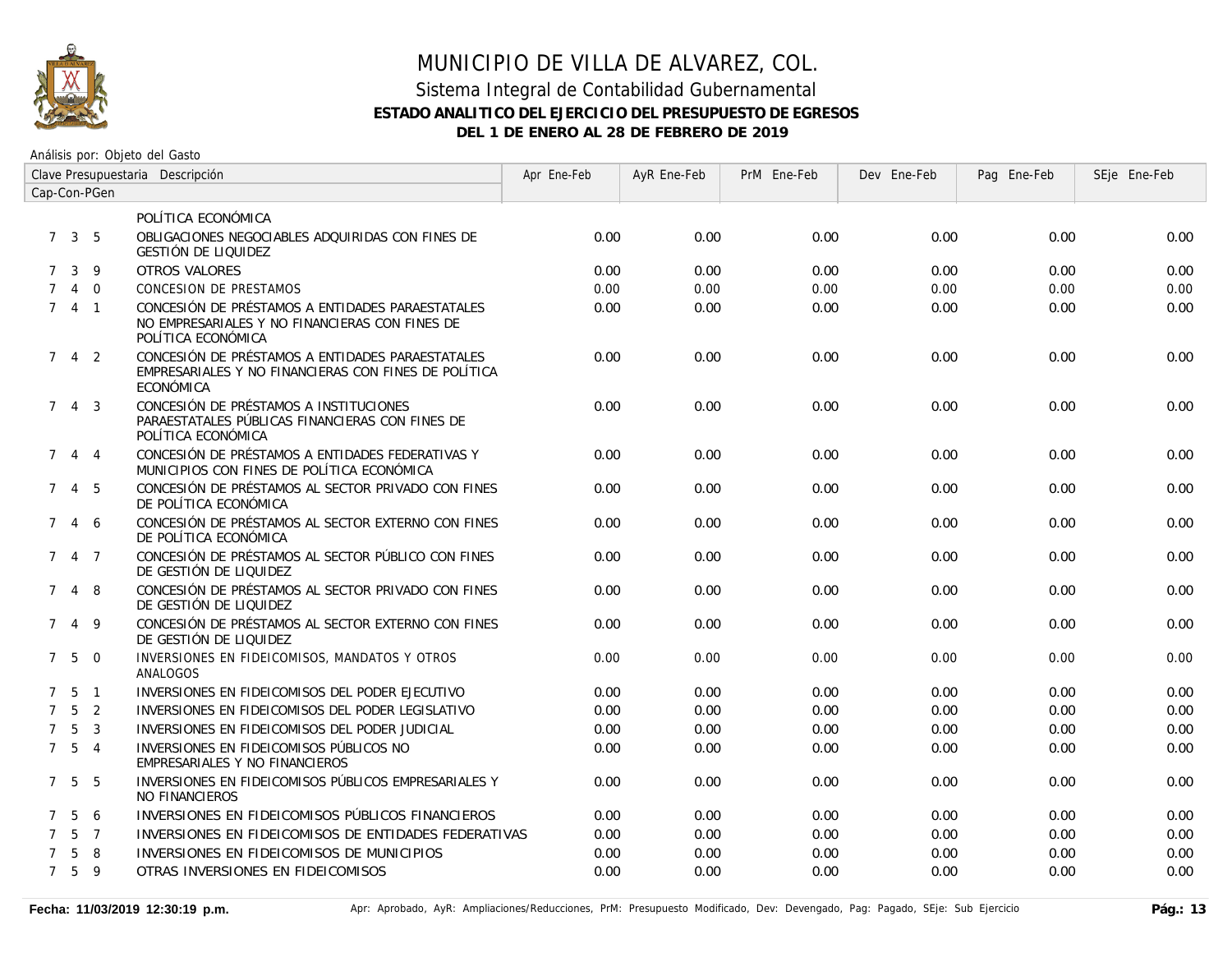# MUNICIPIO DE VILLA DE ALVAREZ, COL.

## Sistema Integral de Contabilidad Gubernamental

### ESTADO ANALITICO DEL EJERCICIO DEL PRESUPUESTO DE EGRESOS

### DEL 1 DE ENERO AL 28 DE FEBRERO DE 2019

Análisis por: Objeto del Gasto

| Clave Presupuestaria Cap-Con-PGen | Descripción | Apr Ene-Feb | AyR Ene-Feb | PrM Ene-Feb | Dev Ene-Feb | Pag Ene-Feb | SEje Ene-Feb |
|---|---|---|---|---|---|---|---|
| | POLÍTICA ECONÓMICA | | | | | | |
| 7 3 5 | OBLIGACIONES NEGOCIABLES ADQUIRIDAS CON FINES DE GESTIÓN DE LIQUIDEZ | 0.00 | 0.00 | 0.00 | 0.00 | 0.00 | 0.00 |
| 7 3 9 | OTROS VALORES | 0.00 | 0.00 | 0.00 | 0.00 | 0.00 | 0.00 |
| 7 4 0 | CONCESION DE PRESTAMOS | 0.00 | 0.00 | 0.00 | 0.00 | 0.00 | 0.00 |
| 7 4 1 | CONCESIÓN DE PRÉSTAMOS A ENTIDADES PARAESTATALES NO EMPRESARIALES Y NO FINANCIERAS CON FINES DE POLÍTICA ECONÓMICA | 0.00 | 0.00 | 0.00 | 0.00 | 0.00 | 0.00 |
| 7 4 2 | CONCESIÓN DE PRÉSTAMOS A ENTIDADES PARAESTATALES EMPRESARIALES Y NO FINANCIERAS CON FINES DE POLÍTICA ECONÓMICA | 0.00 | 0.00 | 0.00 | 0.00 | 0.00 | 0.00 |
| 7 4 3 | CONCESIÓN DE PRÉSTAMOS A INSTITUCIONES PARAESTATALES PÚBLICAS FINANCIERAS CON FINES DE POLÍTICA ECONÓMICA | 0.00 | 0.00 | 0.00 | 0.00 | 0.00 | 0.00 |
| 7 4 4 | CONCESIÓN DE PRÉSTAMOS A ENTIDADES FEDERATIVAS Y MUNICIPIOS CON FINES DE POLÍTICA ECONÓMICA | 0.00 | 0.00 | 0.00 | 0.00 | 0.00 | 0.00 |
| 7 4 5 | CONCESIÓN DE PRÉSTAMOS AL SECTOR PRIVADO CON FINES DE POLÍTICA ECONÓMICA | 0.00 | 0.00 | 0.00 | 0.00 | 0.00 | 0.00 |
| 7 4 6 | CONCESIÓN DE PRÉSTAMOS AL SECTOR EXTERNO CON FINES DE POLÍTICA ECONÓMICA | 0.00 | 0.00 | 0.00 | 0.00 | 0.00 | 0.00 |
| 7 4 7 | CONCESIÓN DE PRÉSTAMOS AL SECTOR PÚBLICO CON FINES DE GESTIÓN DE LIQUIDEZ | 0.00 | 0.00 | 0.00 | 0.00 | 0.00 | 0.00 |
| 7 4 8 | CONCESIÓN DE PRÉSTAMOS AL SECTOR PRIVADO CON FINES DE GESTIÓN DE LIQUIDEZ | 0.00 | 0.00 | 0.00 | 0.00 | 0.00 | 0.00 |
| 7 4 9 | CONCESIÓN DE PRÉSTAMOS AL SECTOR EXTERNO CON FINES DE GESTIÓN DE LIQUIDEZ | 0.00 | 0.00 | 0.00 | 0.00 | 0.00 | 0.00 |
| 7 5 0 | INVERSIONES EN FIDEICOMISOS, MANDATOS Y OTROS ANALOGOS | 0.00 | 0.00 | 0.00 | 0.00 | 0.00 | 0.00 |
| 7 5 1 | INVERSIONES EN FIDEICOMISOS DEL PODER EJECUTIVO | 0.00 | 0.00 | 0.00 | 0.00 | 0.00 | 0.00 |
| 7 5 2 | INVERSIONES EN FIDEICOMISOS DEL PODER LEGISLATIVO | 0.00 | 0.00 | 0.00 | 0.00 | 0.00 | 0.00 |
| 7 5 3 | INVERSIONES EN FIDEICOMISOS DEL PODER JUDICIAL | 0.00 | 0.00 | 0.00 | 0.00 | 0.00 | 0.00 |
| 7 5 4 | INVERSIONES EN FIDEICOMISOS PÚBLICOS NO EMPRESARIALES Y NO FINANCIEROS | 0.00 | 0.00 | 0.00 | 0.00 | 0.00 | 0.00 |
| 7 5 5 | INVERSIONES EN FIDEICOMISOS PÚBLICOS EMPRESARIALES Y NO FINANCIEROS | 0.00 | 0.00 | 0.00 | 0.00 | 0.00 | 0.00 |
| 7 5 6 | INVERSIONES EN FIDEICOMISOS PÚBLICOS FINANCIEROS | 0.00 | 0.00 | 0.00 | 0.00 | 0.00 | 0.00 |
| 7 5 7 | INVERSIONES EN FIDEICOMISOS DE ENTIDADES FEDERATIVAS | 0.00 | 0.00 | 0.00 | 0.00 | 0.00 | 0.00 |
| 7 5 8 | INVERSIONES EN FIDEICOMISOS DE MUNICIPIOS | 0.00 | 0.00 | 0.00 | 0.00 | 0.00 | 0.00 |
| 7 5 9 | OTRAS INVERSIONES EN FIDEICOMISOS | 0.00 | 0.00 | 0.00 | 0.00 | 0.00 | 0.00 |

**Fecha: 11/03/2019 12:30:19 p.m.** Apr: Aprobado, AyR: Ampliaciones/Reducciones, PrM: Presupuesto Modificado, Dev: Devengado, Pag: Pagado, SEje: Sub Ejercicio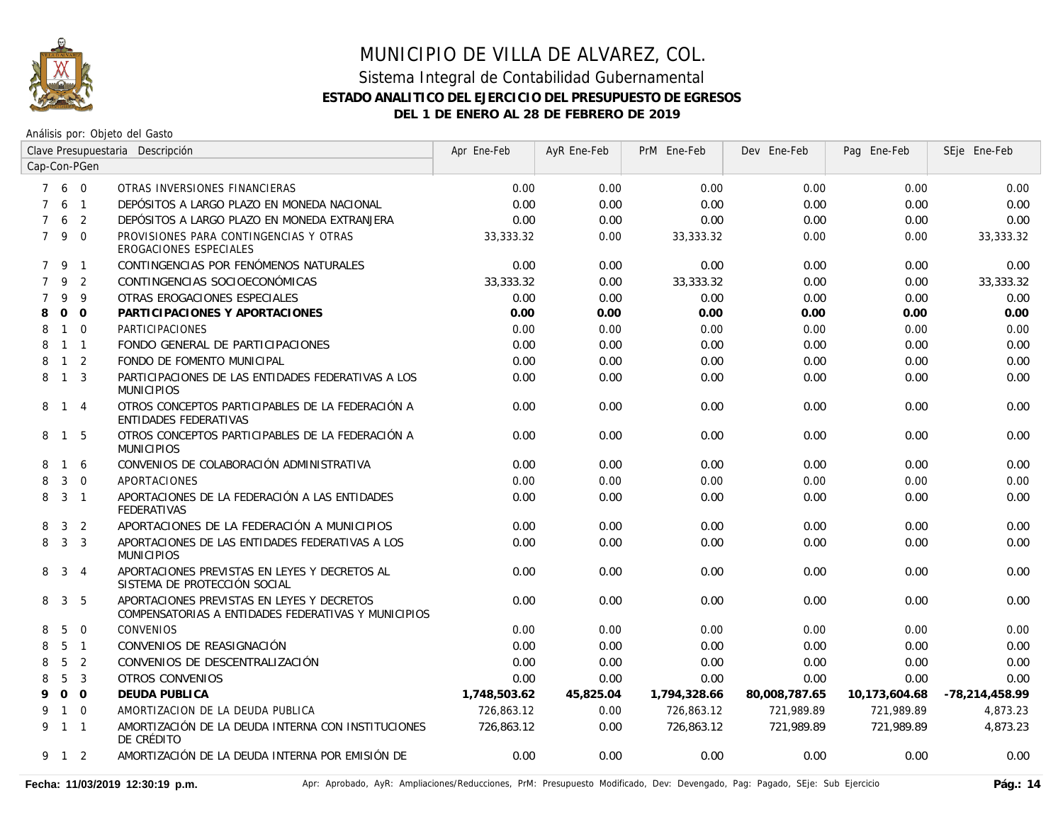# MUNICIPIO DE VILLA DE ALVAREZ, COL.

## Sistema Integral de Contabilidad Gubernamental

### ESTADO ANALITICO DEL EJERCICIO DEL PRESUPUESTO DE EGRESOS

### DEL 1 DE ENERO AL 28 DE FEBRERO DE 2019

Análisis por: Objeto del Gasto

| Clave Presupuestaria Cap-Con-PGen | Descripción | Apr Ene-Feb | AyR Ene-Feb | PrM Ene-Feb | Dev Ene-Feb | Pag Ene-Feb | SEje Ene-Feb |
|---|---|---|---|---|---|---|---|
| 7 6 0 | OTRAS INVERSIONES FINANCIERAS | 0.00 | 0.00 | 0.00 | 0.00 | 0.00 | 0.00 |
| 7 6 1 | DEPÓSITOS A LARGO PLAZO EN MONEDA NACIONAL | 0.00 | 0.00 | 0.00 | 0.00 | 0.00 | 0.00 |
| 7 6 2 | DEPÓSITOS A LARGO PLAZO EN MONEDA EXTRANJERA | 0.00 | 0.00 | 0.00 | 0.00 | 0.00 | 0.00 |
| 7 9 0 | PROVISIONES PARA CONTINGENCIAS Y OTRAS EROGACIONES ESPECIALES | 33,333.32 | 0.00 | 33,333.32 | 0.00 | 0.00 | 33,333.32 |
| 7 9 1 | CONTINGENCIAS POR FENÓMENOS NATURALES | 0.00 | 0.00 | 0.00 | 0.00 | 0.00 | 0.00 |
| 7 9 2 | CONTINGENCIAS SOCIOECONÓMICAS | 33,333.32 | 0.00 | 33,333.32 | 0.00 | 0.00 | 33,333.32 |
| 7 9 9 | OTRAS EROGACIONES ESPECIALES | 0.00 | 0.00 | 0.00 | 0.00 | 0.00 | 0.00 |
| **8 0 0** | **PARTICIPACIONES Y APORTACIONES** | **0.00** | **0.00** | **0.00** | **0.00** | **0.00** | **0.00** |
| 8 1 0 | PARTICIPACIONES | 0.00 | 0.00 | 0.00 | 0.00 | 0.00 | 0.00 |
| 8 1 1 | FONDO GENERAL DE PARTICIPACIONES | 0.00 | 0.00 | 0.00 | 0.00 | 0.00 | 0.00 |
| 8 1 2 | FONDO DE FOMENTO MUNICIPAL | 0.00 | 0.00 | 0.00 | 0.00 | 0.00 | 0.00 |
| 8 1 3 | PARTICIPACIONES DE LAS ENTIDADES FEDERATIVAS A LOS MUNICIPIOS | 0.00 | 0.00 | 0.00 | 0.00 | 0.00 | 0.00 |
| 8 1 4 | OTROS CONCEPTOS PARTICIPABLES DE LA FEDERACIÓN A ENTIDADES FEDERATIVAS | 0.00 | 0.00 | 0.00 | 0.00 | 0.00 | 0.00 |
| 8 1 5 | OTROS CONCEPTOS PARTICIPABLES DE LA FEDERACIÓN A MUNICIPIOS | 0.00 | 0.00 | 0.00 | 0.00 | 0.00 | 0.00 |
| 8 1 6 | CONVENIOS DE COLABORACIÓN ADMINISTRATIVA | 0.00 | 0.00 | 0.00 | 0.00 | 0.00 | 0.00 |
| 8 3 0 | APORTACIONES | 0.00 | 0.00 | 0.00 | 0.00 | 0.00 | 0.00 |
| 8 3 1 | APORTACIONES DE LA FEDERACIÓN A LAS ENTIDADES FEDERATIVAS | 0.00 | 0.00 | 0.00 | 0.00 | 0.00 | 0.00 |
| 8 3 2 | APORTACIONES DE LA FEDERACIÓN A MUNICIPIOS | 0.00 | 0.00 | 0.00 | 0.00 | 0.00 | 0.00 |
| 8 3 3 | APORTACIONES DE LAS ENTIDADES FEDERATIVAS A LOS MUNICIPIOS | 0.00 | 0.00 | 0.00 | 0.00 | 0.00 | 0.00 |
| 8 3 4 | APORTACIONES PREVISTAS EN LEYES Y DECRETOS AL SISTEMA DE PROTECCIÓN SOCIAL | 0.00 | 0.00 | 0.00 | 0.00 | 0.00 | 0.00 |
| 8 3 5 | APORTACIONES PREVISTAS EN LEYES Y DECRETOS COMPENSATORIAS A ENTIDADES FEDERATIVAS Y MUNICIPIOS | 0.00 | 0.00 | 0.00 | 0.00 | 0.00 | 0.00 |
| 8 5 0 | CONVENIOS | 0.00 | 0.00 | 0.00 | 0.00 | 0.00 | 0.00 |
| 8 5 1 | CONVENIOS DE REASIGNACIÓN | 0.00 | 0.00 | 0.00 | 0.00 | 0.00 | 0.00 |
| 8 5 2 | CONVENIOS DE DESCENTRALIZACIÓN | 0.00 | 0.00 | 0.00 | 0.00 | 0.00 | 0.00 |
| 8 5 3 | OTROS CONVENIOS | 0.00 | 0.00 | 0.00 | 0.00 | 0.00 | 0.00 |
| **9 0 0** | **DEUDA PUBLICA** | **1,748,503.62** | **45,825.04** | **1,794,328.66** | **80,008,787.65** | **10,173,604.68** | **-78,214,458.99** |
| 9 1 0 | AMORTIZACION DE LA DEUDA PUBLICA | 726,863.12 | 0.00 | 726,863.12 | 721,989.89 | 721,989.89 | 4,873.23 |
| 9 1 1 | AMORTIZACIÓN DE LA DEUDA INTERNA CON INSTITUCIONES DE CRÉDITO | 726,863.12 | 0.00 | 726,863.12 | 721,989.89 | 721,989.89 | 4,873.23 |
| 9 1 2 | AMORTIZACIÓN DE LA DEUDA INTERNA POR EMISIÓN DE | 0.00 | 0.00 | 0.00 | 0.00 | 0.00 | 0.00 |

Fecha: 11/03/2019 12:30:19 p.m. — Apr: Aprobado, AyR: Ampliaciones/Reducciones, PrM: Presupuesto Modificado, Dev: Devengado, Pag: Pagado, SEje: Sub Ejercicio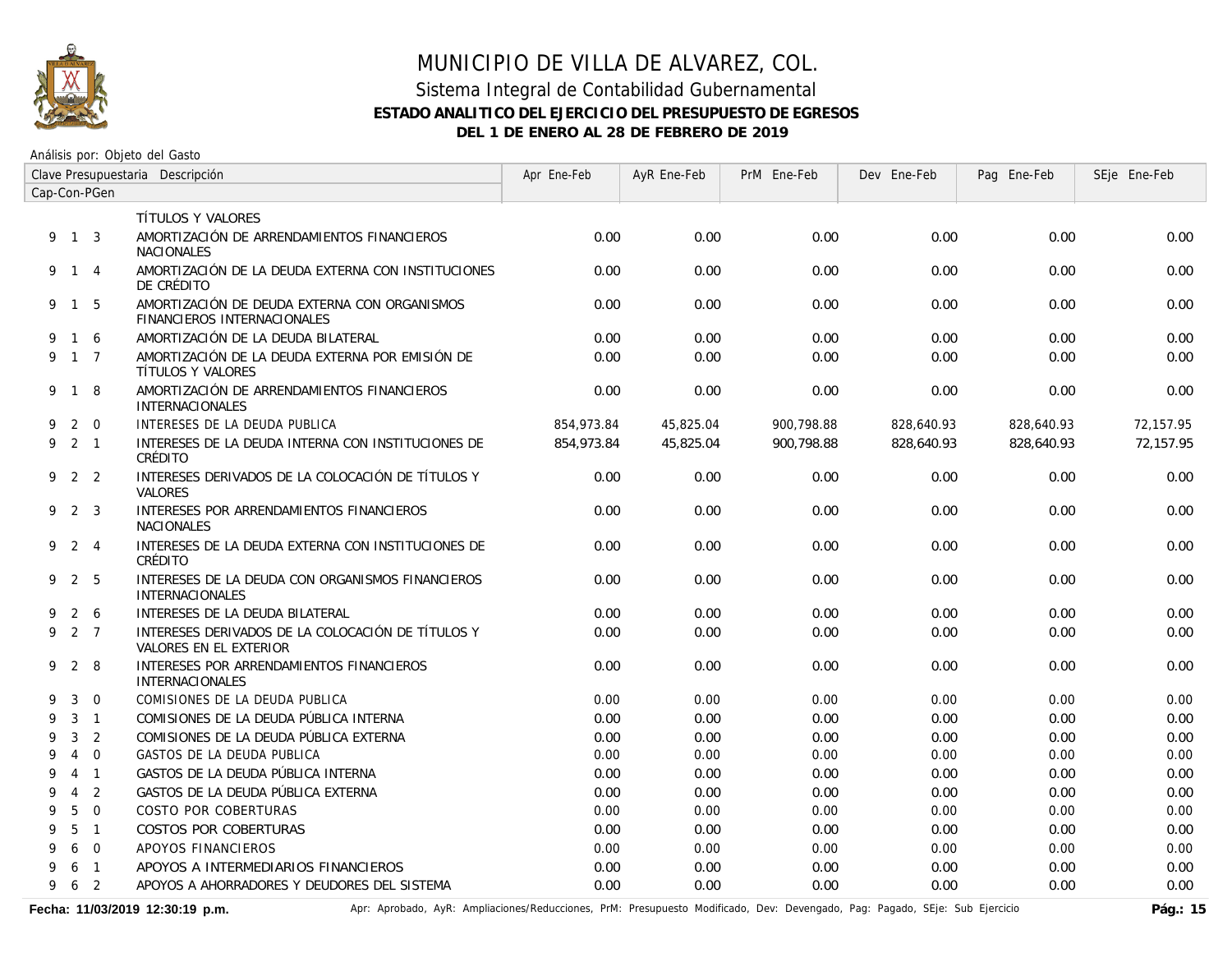# MUNICIPIO DE VILLA DE ALVAREZ, COL.

## Sistema Integral de Contabilidad Gubernamental

### ESTADO ANALITICO DEL EJERCICIO DEL PRESUPUESTO DE EGRESOS

### DEL 1 DE ENERO AL 28 DE FEBRERO DE 2019

Análisis por: Objeto del Gasto

| Clave Presupuestaria Cap-Con-PGen | Descripción | Apr Ene-Feb | AyR Ene-Feb | PrM Ene-Feb | Dev Ene-Feb | Pag Ene-Feb | SEje Ene-Feb |
|---|---|---|---|---|---|---|---|
| | TÍTULOS Y VALORES | | | | | | |
| 9 1 3 | AMORTIZACIÓN DE ARRENDAMIENTOS FINANCIEROS NACIONALES | 0.00 | 0.00 | 0.00 | 0.00 | 0.00 | 0.00 |
| 9 1 4 | AMORTIZACIÓN DE LA DEUDA EXTERNA CON INSTITUCIONES DE CRÉDITO | 0.00 | 0.00 | 0.00 | 0.00 | 0.00 | 0.00 |
| 9 1 5 | AMORTIZACIÓN DE DEUDA EXTERNA CON ORGANISMOS FINANCIEROS INTERNACIONALES | 0.00 | 0.00 | 0.00 | 0.00 | 0.00 | 0.00 |
| 9 1 6 | AMORTIZACIÓN DE LA DEUDA BILATERAL | 0.00 | 0.00 | 0.00 | 0.00 | 0.00 | 0.00 |
| 9 1 7 | AMORTIZACIÓN DE LA DEUDA EXTERNA POR EMISIÓN DE TÍTULOS Y VALORES | 0.00 | 0.00 | 0.00 | 0.00 | 0.00 | 0.00 |
| 9 1 8 | AMORTIZACIÓN DE ARRENDAMIENTOS FINANCIEROS INTERNACIONALES | 0.00 | 0.00 | 0.00 | 0.00 | 0.00 | 0.00 |
| 9 2 0 | INTERESES DE LA DEUDA PUBLICA | 854,973.84 | 45,825.04 | 900,798.88 | 828,640.93 | 828,640.93 | 72,157.95 |
| 9 2 1 | INTERESES DE LA DEUDA INTERNA CON INSTITUCIONES DE CRÉDITO | 854,973.84 | 45,825.04 | 900,798.88 | 828,640.93 | 828,640.93 | 72,157.95 |
| 9 2 2 | INTERESES DERIVADOS DE LA COLOCACIÓN DE TÍTULOS Y VALORES | 0.00 | 0.00 | 0.00 | 0.00 | 0.00 | 0.00 |
| 9 2 3 | INTERESES POR ARRENDAMIENTOS FINANCIEROS NACIONALES | 0.00 | 0.00 | 0.00 | 0.00 | 0.00 | 0.00 |
| 9 2 4 | INTERESES DE LA DEUDA EXTERNA CON INSTITUCIONES DE CRÉDITO | 0.00 | 0.00 | 0.00 | 0.00 | 0.00 | 0.00 |
| 9 2 5 | INTERESES DE LA DEUDA CON ORGANISMOS FINANCIEROS INTERNACIONALES | 0.00 | 0.00 | 0.00 | 0.00 | 0.00 | 0.00 |
| 9 2 6 | INTERESES DE LA DEUDA BILATERAL | 0.00 | 0.00 | 0.00 | 0.00 | 0.00 | 0.00 |
| 9 2 7 | INTERESES DERIVADOS DE LA COLOCACIÓN DE TÍTULOS Y VALORES EN EL EXTERIOR | 0.00 | 0.00 | 0.00 | 0.00 | 0.00 | 0.00 |
| 9 2 8 | INTERESES POR ARRENDAMIENTOS FINANCIEROS INTERNACIONALES | 0.00 | 0.00 | 0.00 | 0.00 | 0.00 | 0.00 |
| 9 3 0 | COMISIONES DE LA DEUDA PUBLICA | 0.00 | 0.00 | 0.00 | 0.00 | 0.00 | 0.00 |
| 9 3 1 | COMISIONES DE LA DEUDA PÚBLICA INTERNA | 0.00 | 0.00 | 0.00 | 0.00 | 0.00 | 0.00 |
| 9 3 2 | COMISIONES DE LA DEUDA PÚBLICA EXTERNA | 0.00 | 0.00 | 0.00 | 0.00 | 0.00 | 0.00 |
| 9 4 0 | GASTOS DE LA DEUDA PUBLICA | 0.00 | 0.00 | 0.00 | 0.00 | 0.00 | 0.00 |
| 9 4 1 | GASTOS DE LA DEUDA PÚBLICA INTERNA | 0.00 | 0.00 | 0.00 | 0.00 | 0.00 | 0.00 |
| 9 4 2 | GASTOS DE LA DEUDA PÚBLICA EXTERNA | 0.00 | 0.00 | 0.00 | 0.00 | 0.00 | 0.00 |
| 9 5 0 | COSTO POR COBERTURAS | 0.00 | 0.00 | 0.00 | 0.00 | 0.00 | 0.00 |
| 9 5 1 | COSTOS POR COBERTURAS | 0.00 | 0.00 | 0.00 | 0.00 | 0.00 | 0.00 |
| 9 6 0 | APOYOS FINANCIEROS | 0.00 | 0.00 | 0.00 | 0.00 | 0.00 | 0.00 |
| 9 6 1 | APOYOS A INTERMEDIARIOS FINANCIEROS | 0.00 | 0.00 | 0.00 | 0.00 | 0.00 | 0.00 |
| 9 6 2 | APOYOS A AHORRADORES Y DEUDORES DEL SISTEMA | 0.00 | 0.00 | 0.00 | 0.00 | 0.00 | 0.00 |

**Fecha: 11/03/2019 12:30:19 p.m.**

Apr: Aprobado, AyR: Ampliaciones/Reducciones, PrM: Presupuesto Modificado, Dev: Devengado, Pag: Pagado, SEje: Sub Ejercicio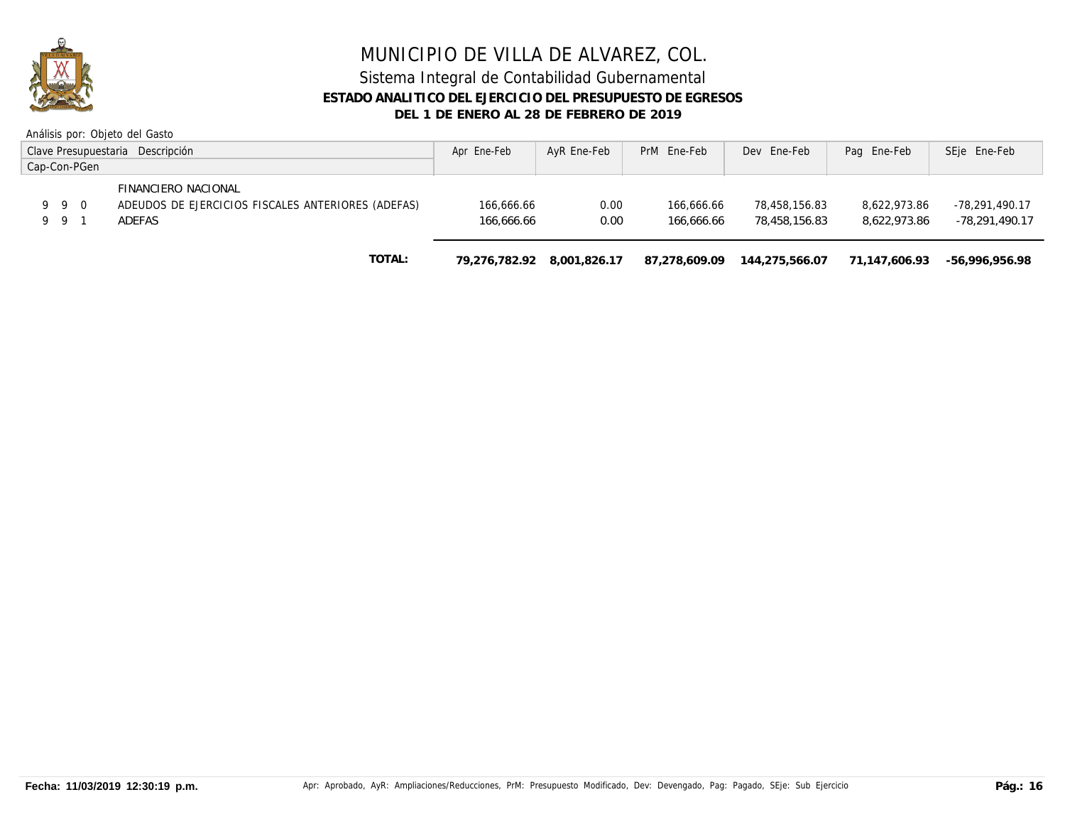# MUNICIPIO DE VILLA DE ALVAREZ, COL.

## Sistema Integral de Contabilidad Gubernamental

### ESTADO ANALITICO DEL EJERCICIO DEL PRESUPUESTO DE EGRESOS

### DEL 1 DE ENERO AL 28 DE FEBRERO DE 2019

Análisis por: Objeto del Gasto

| Clave Presupuestaria<br>Cap-Con-PGen | Descripción | Apr Ene-Feb | AyR Ene-Feb | PrM Ene-Feb | Dev Ene-Feb | Pag Ene-Feb | SEje Ene-Feb |
|---|---|---|---|---|---|---|---|
| | FINANCIERO NACIONAL | | | | | | |
| 9 9 0 | ADEUDOS DE EJERCICIOS FISCALES ANTERIORES (ADEFAS) | 166,666.66 | 0.00 | 166,666.66 | 78,458,156.83 | 8,622,973.86 | -78,291,490.17 |
| 9 9 1 | ADEFAS | 166,666.66 | 0.00 | 166,666.66 | 78,458,156.83 | 8,622,973.86 | -78,291,490.17 |
| | **TOTAL:** | **79,276,782.92** | **8,001,826.17** | **87,278,609.09** | **144,275,566.07** | **71,147,606.93** | **-56,996,956.98** |

**Fecha: 11/03/2019 12:30:19 p.m.**

Apr: Aprobado, AyR: Ampliaciones/Reducciones, PrM: Presupuesto Modificado, Dev: Devengado, Pag: Pagado, SEje: Sub Ejercicio